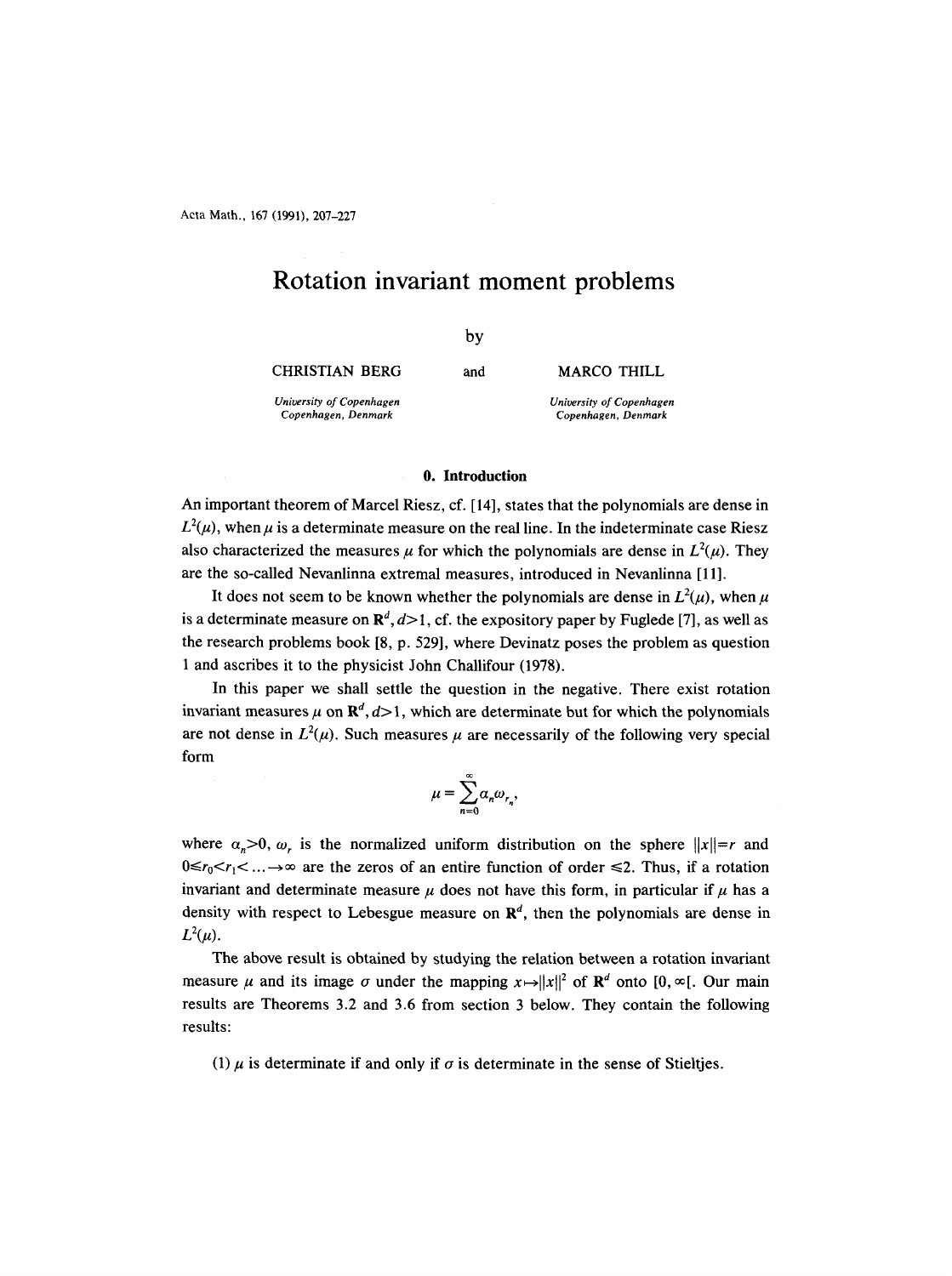# Rotation invariant moment problems

by

CHRISTIAN BERG and MARCO THILL

*University of Copenhagen*
*Copenhagen, Denmark*

*University of Copenhagen*
*Copenhagen, Denmark*

## 0. Introduction

An important theorem of Marcel Riesz, cf. [14], states that the polynomials are dense in $L^2(\mu)$, when $\mu$ is a determinate measure on the real line. In the indeterminate case Riesz also characterized the measures $\mu$ for which the polynomials are dense in $L^2(\mu)$. They are the so-called Nevanlinna extremal measures, introduced in Nevanlinna [11].

It does not seem to be known whether the polynomials are dense in $L^2(\mu)$, when $\mu$ is a determinate measure on $\mathbf{R}^d, d>1$, cf. the expository paper by Fuglede [7], as well as the research problems book [8, p. 529], where Devinatz poses the problem as question 1 and ascribes it to the physicist John Challifour (1978).

In this paper we shall settle the question in the negative. There exist rotation invariant measures $\mu$ on $\mathbf{R}^d, d>1$, which are determinate but for which the polynomials are not dense in $L^2(\mu)$. Such measures $\mu$ are necessarily of the following very special form

$$\mu = \sum_{n=0}^{\infty} \alpha_n \omega_{r_n},$$

where $\alpha_n>0$, $\omega_r$ is the normalized uniform distribution on the sphere $\|x\|=r$ and $0 \leqslant r_0 < r_1 < \ldots \to \infty$ are the zeros of an entire function of order $\leqslant 2$. Thus, if a rotation invariant and determinate measure $\mu$ does not have this form, in particular if $\mu$ has a density with respect to Lebesgue measure on $\mathbf{R}^d$, then the polynomials are dense in $L^2(\mu)$.

The above result is obtained by studying the relation between a rotation invariant measure $\mu$ and its image $\sigma$ under the mapping $x \mapsto \|x\|^2$ of $\mathbf{R}^d$ onto $[0, \infty[$. Our main results are Theorems 3.2 and 3.6 from section 3 below. They contain the following results:

(1) $\mu$ is determinate if and only if $\sigma$ is determinate in the sense of Stieltjes.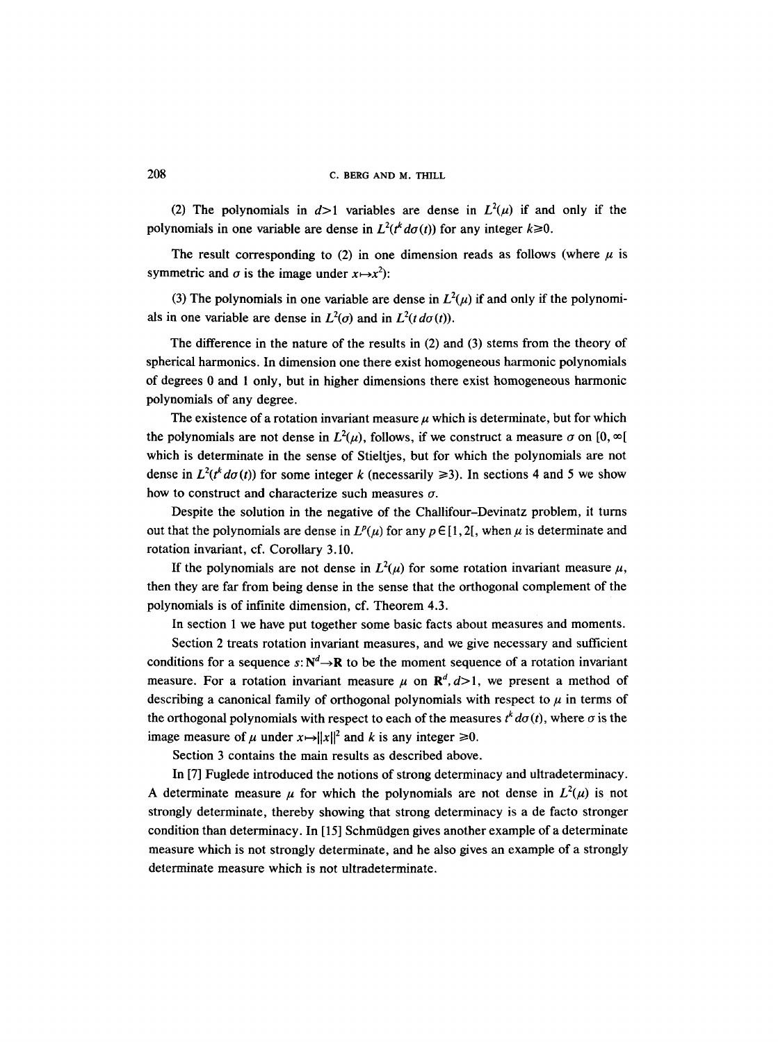(2) The polynomials in $d>1$ variables are dense in $L^2(\mu)$ if and only if the polynomials in one variable are dense in $L^2(t^k\,d\sigma(t))$ for any integer $k\geq 0$.

The result corresponding to (2) in one dimension reads as follows (where $\mu$ is symmetric and $\sigma$ is the image under $x\mapsto x^2$):

(3) The polynomials in one variable are dense in $L^2(\mu)$ if and only if the polynomials in one variable are dense in $L^2(\sigma)$ and in $L^2(t\,d\sigma(t))$.

The difference in the nature of the results in (2) and (3) stems from the theory of spherical harmonics. In dimension one there exist homogeneous harmonic polynomials of degrees 0 and 1 only, but in higher dimensions there exist homogeneous harmonic polynomials of any degree.

The existence of a rotation invariant measure $\mu$ which is determinate, but for which the polynomials are not dense in $L^2(\mu)$, follows, if we construct a measure $\sigma$ on $[0,\infty[$ which is determinate in the sense of Stieltjes, but for which the polynomials are not dense in $L^2(t^k\,d\sigma(t))$ for some integer $k$ (necessarily $\geq 3$). In sections 4 and 5 we show how to construct and characterize such measures $\sigma$.

Despite the solution in the negative of the Challifour–Devinatz problem, it turns out that the polynomials are dense in $L^p(\mu)$ for any $p\in[1,2[$, when $\mu$ is determinate and rotation invariant, cf. Corollary 3.10.

If the polynomials are not dense in $L^2(\mu)$ for some rotation invariant measure $\mu$, then they are far from being dense in the sense that the orthogonal complement of the polynomials is of infinite dimension, cf. Theorem 4.3.

In section 1 we have put together some basic facts about measures and moments.

Section 2 treats rotation invariant measures, and we give necessary and sufficient conditions for a sequence $s\colon \mathbf{N}^d\to\mathbf{R}$ to be the moment sequence of a rotation invariant measure. For a rotation invariant measure $\mu$ on $\mathbf{R}^d, d>1$, we present a method of describing a canonical family of orthogonal polynomials with respect to $\mu$ in terms of the orthogonal polynomials with respect to each of the measures $t^k\,d\sigma(t)$, where $\sigma$ is the image measure of $\mu$ under $x\mapsto\|x\|^2$ and $k$ is any integer $\geq 0$.

Section 3 contains the main results as described above.

In [7] Fuglede introduced the notions of strong determinacy and ultradeterminacy. A determinate measure $\mu$ for which the polynomials are not dense in $L^2(\mu)$ is not strongly determinate, thereby showing that strong determinacy is a de facto stronger condition than determinacy. In [15] Schmüdgen gives another example of a determinate measure which is not strongly determinate, and he also gives an example of a strongly determinate measure which is not ultradeterminate.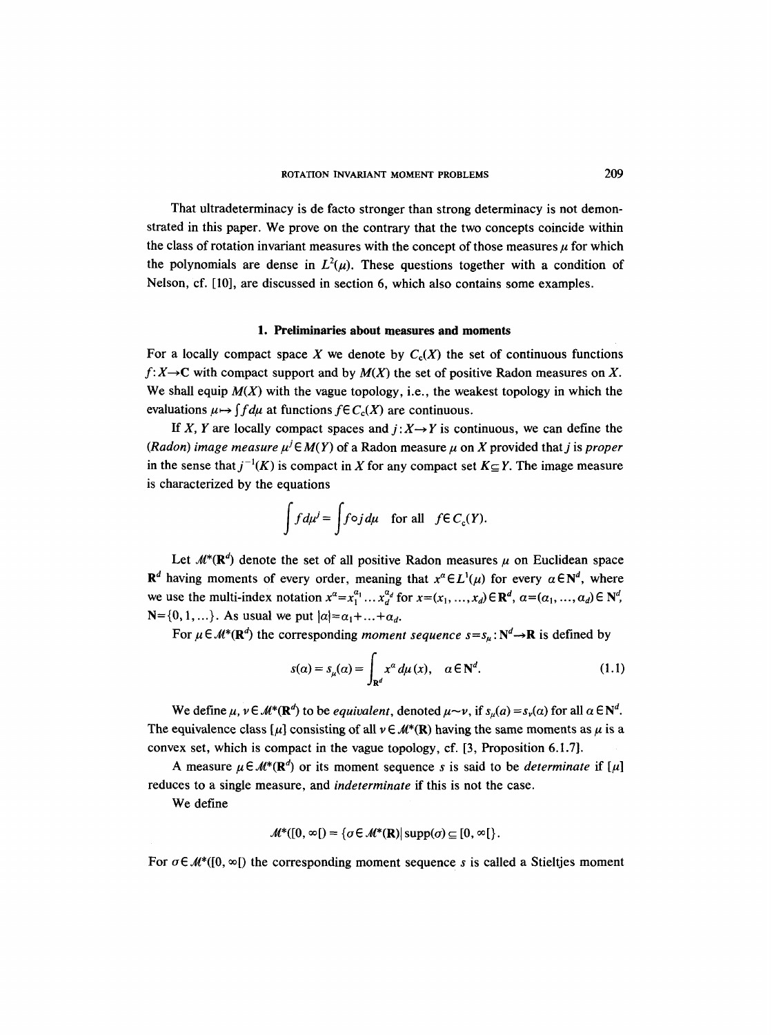That ultradeterminacy is de facto stronger than strong determinacy is not demonstrated in this paper. We prove on the contrary that the two concepts coincide within the class of rotation invariant measures with the concept of those measures $\mu$ for which the polynomials are dense in $L^2(\mu)$. These questions together with a condition of Nelson, cf. [10], are discussed in section 6, which also contains some examples.

## 1. Preliminaries about measures and moments

For a locally compact space $X$ we denote by $C_c(X)$ the set of continuous functions $f: X \to \mathbf{C}$ with compact support and by $M(X)$ the set of positive Radon measures on $X$. We shall equip $M(X)$ with the vague topology, i.e., the weakest topology in which the evaluations $\mu \mapsto \int f d\mu$ at functions $f \in C_c(X)$ are continuous.

If $X$, $Y$ are locally compact spaces and $j: X \to Y$ is continuous, we can define the *(Radon) image measure* $\mu^j \in M(Y)$ of a Radon measure $\mu$ on $X$ provided that $j$ is *proper* in the sense that $j^{-1}(K)$ is compact in $X$ for any compact set $K \subseteq Y$. The image measure is characterized by the equations

$$\int f d\mu^j = \int f \circ j \, d\mu \quad \text{for all} \quad f \in C_c(Y).$$

Let $\mathcal{M}^*(\mathbf{R}^d)$ denote the set of all positive Radon measures $\mu$ on Euclidean space $\mathbf{R}^d$ having moments of every order, meaning that $x^\alpha \in L^1(\mu)$ for every $\alpha \in \mathbf{N}^d$, where we use the multi-index notation $x^\alpha = x_1^{\alpha_1} \dots x_d^{\alpha_d}$ for $x = (x_1, \dots, x_d) \in \mathbf{R}^d$, $\alpha = (\alpha_1, \dots, \alpha_d) \in \mathbf{N}^d$, $\mathbf{N} = \{0, 1, \dots\}$. As usual we put $|\alpha| = \alpha_1 + \dots + \alpha_d$.

For $\mu \in \mathcal{M}^*(\mathbf{R}^d)$ the corresponding *moment sequence* $s = s_\mu : \mathbf{N}^d \to \mathbf{R}$ is defined by

$$s(\alpha) = s_\mu(\alpha) = \int_{\mathbf{R}^d} x^\alpha \, d\mu(x), \quad \alpha \in \mathbf{N}^d. \tag{1.1}$$

We define $\mu, \nu \in \mathcal{M}^*(\mathbf{R}^d)$ to be *equivalent*, denoted $\mu \sim \nu$, if $s_\mu(\alpha) = s_\nu(\alpha)$ for all $\alpha \in \mathbf{N}^d$. The equivalence class $[\mu]$ consisting of all $\nu \in \mathcal{M}^*(\mathbf{R})$ having the same moments as $\mu$ is a convex set, which is compact in the vague topology, cf. [3, Proposition 6.1.7].

A measure $\mu \in \mathcal{M}^*(\mathbf{R}^d)$ or its moment sequence $s$ is said to be *determinate* if $[\mu]$ reduces to a single measure, and *indeterminate* if this is not the case.

We define

$$\mathcal{M}^*([0, \infty[) = \{\sigma \in \mathcal{M}^*(\mathbf{R}) \,|\, \operatorname{supp}(\sigma) \subseteq [0, \infty[\}.$$

For $\sigma \in \mathcal{M}^*([0, \infty[)$ the corresponding moment sequence $s$ is called a Stieltjes moment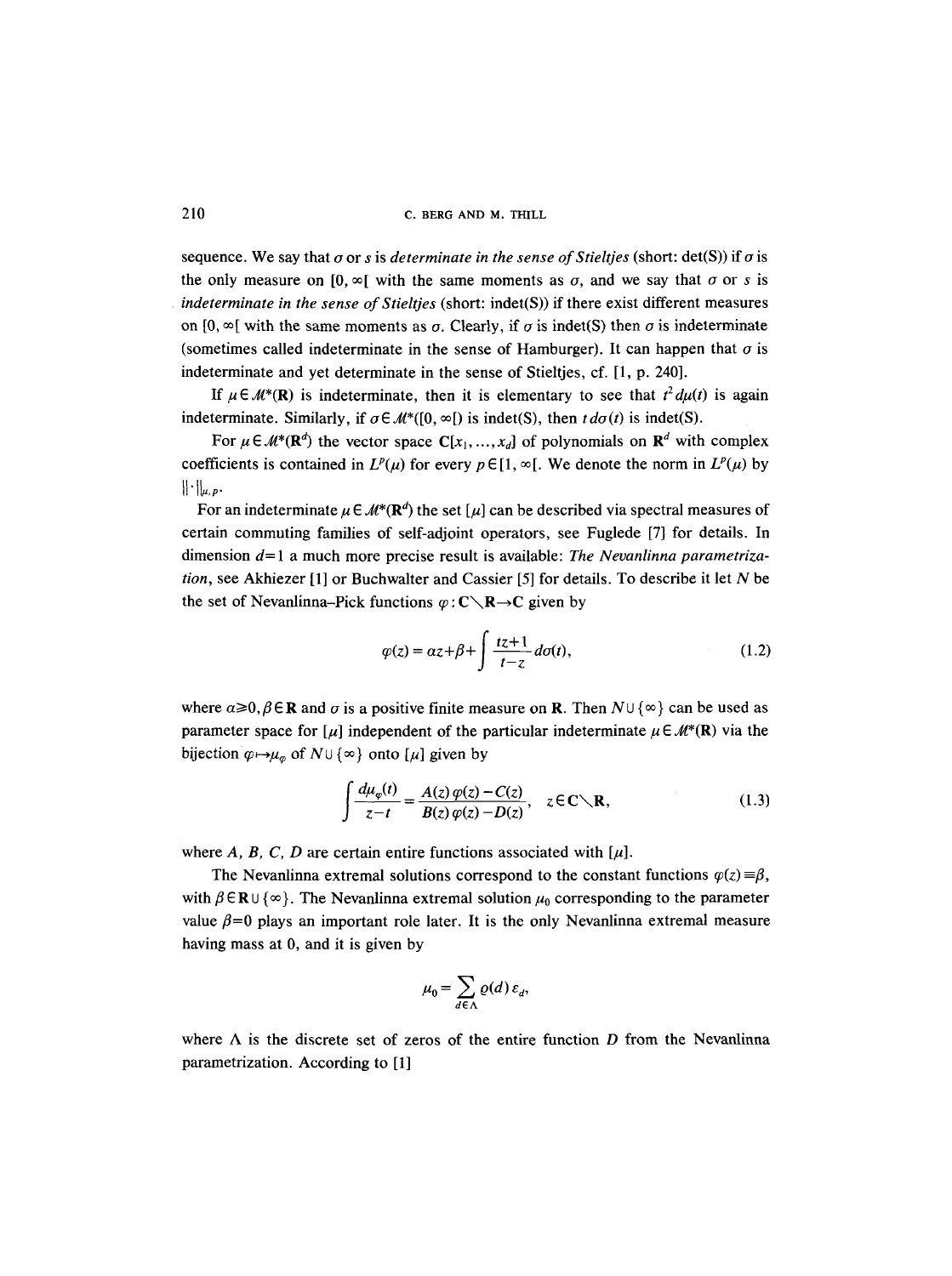sequence. We say that $\sigma$ or $s$ is *determinate in the sense of Stieltjes* (short: det(S)) if $\sigma$ is the only measure on $[0, \infty[$ with the same moments as $\sigma$, and we say that $\sigma$ or $s$ is *indeterminate in the sense of Stieltjes* (short: indet(S)) if there exist different measures on $[0, \infty[$ with the same moments as $\sigma$. Clearly, if $\sigma$ is indet(S) then $\sigma$ is indeterminate (sometimes called indeterminate in the sense of Hamburger). It can happen that $\sigma$ is indeterminate and yet determinate in the sense of Stieltjes, cf. [1, p. 240].

If $\mu \in \mathcal{M}^*(\mathbf{R})$ is indeterminate, then it is elementary to see that $t^2 d\mu(t)$ is again indeterminate. Similarly, if $\sigma \in \mathcal{M}^*([0, \infty[)$ is indet(S), then $t\, d\sigma(t)$ is indet(S).

For $\mu \in \mathcal{M}^*(\mathbf{R}^d)$ the vector space $\mathbf{C}[x_1, \ldots, x_d]$ of polynomials on $\mathbf{R}^d$ with complex coefficients is contained in $L^p(\mu)$ for every $p \in [1, \infty[$. We denote the norm in $L^p(\mu)$ by $\|\cdot\|_{\mu, p}$.

For an indeterminate $\mu \in \mathcal{M}^*(\mathbf{R}^d)$ the set $[\mu]$ can be described via spectral measures of certain commuting families of self-adjoint operators, see Fuglede [7] for details. In dimension $d=1$ a much more precise result is available: *The Nevanlinna parametrization*, see Akhiezer [1] or Buchwalter and Cassier [5] for details. To describe it let $N$ be the set of Nevanlinna–Pick functions $\varphi : \mathbf{C} \setminus \mathbf{R} \to \mathbf{C}$ given by

$$\varphi(z) = \alpha z + \beta + \int \frac{tz+1}{t-z}\, d\sigma(t), \tag{1.2}$$

where $\alpha \geq 0, \beta \in \mathbf{R}$ and $\sigma$ is a positive finite measure on $\mathbf{R}$. Then $N \cup \{\infty\}$ can be used as parameter space for $[\mu]$ independent of the particular indeterminate $\mu \in \mathcal{M}^*(\mathbf{R})$ via the bijection $\varphi \mapsto \mu_\varphi$ of $N \cup \{\infty\}$ onto $[\mu]$ given by

$$\int \frac{d\mu_\varphi(t)}{z-t} = \frac{A(z)\,\varphi(z) - C(z)}{B(z)\,\varphi(z) - D(z)}, \quad z \in \mathbf{C} \setminus \mathbf{R}, \tag{1.3}$$

where $A$, $B$, $C$, $D$ are certain entire functions associated with $[\mu]$.

The Nevanlinna extremal solutions correspond to the constant functions $\varphi(z) \equiv \beta$, with $\beta \in \mathbf{R} \cup \{\infty\}$. The Nevanlinna extremal solution $\mu_0$ corresponding to the parameter value $\beta = 0$ plays an important role later. It is the only Nevanlinna extremal measure having mass at 0, and it is given by

$$\mu_0 = \sum_{d \in \Lambda} \varrho(d)\, \varepsilon_d,$$

where $\Lambda$ is the discrete set of zeros of the entire function $D$ from the Nevanlinna parametrization. According to [1]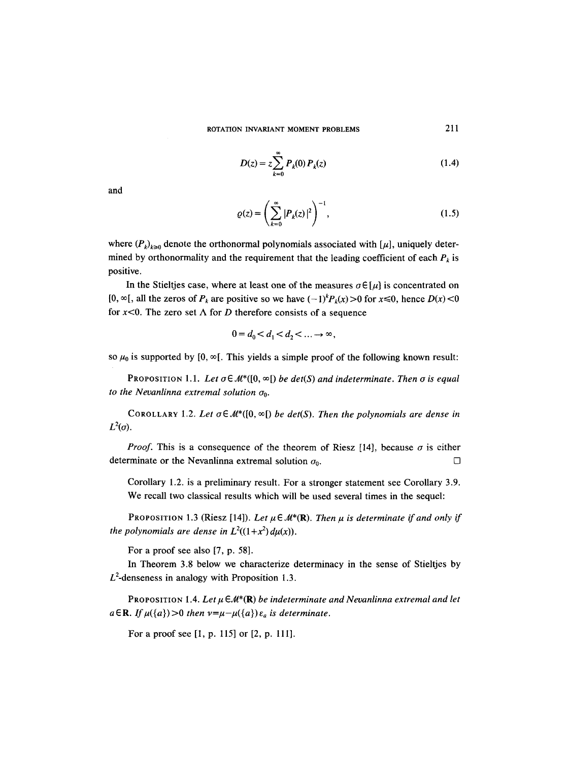$$D(z) = z\sum_{k=0}^{\infty} P_k(0)\, P_k(z) \tag{1.4}$$

and

$$\varrho(z) = \left(\sum_{k=0}^{\infty} |P_k(z)|^2\right)^{-1}, \tag{1.5}$$

where $(P_k)_{k\geq 0}$ denote the orthonormal polynomials associated with $[\mu]$, uniquely determined by orthonormality and the requirement that the leading coefficient of each $P_k$ is positive.

In the Stieltjes case, where at least one of the measures $\sigma \in [\mu]$ is concentrated on $[0, \infty[$, all the zeros of $P_k$ are positive so we have $(-1)^k P_k(x) > 0$ for $x \leq 0$, hence $D(x) < 0$ for $x < 0$. The zero set $\Lambda$ for $D$ therefore consists of a sequence

$$0 = d_0 < d_1 < d_2 < \ldots \to \infty,$$

so $\mu_0$ is supported by $[0, \infty[$. This yields a simple proof of the following known result:

**Proposition 1.1.** *Let $\sigma \in \mathcal{M}^*([0, \infty[)$ be det(S) and indeterminate. Then $\sigma$ is equal to the Nevanlinna extremal solution $\sigma_0$.*

**Corollary 1.2.** *Let $\sigma \in \mathcal{M}^*([0, \infty[)$ be det(S). Then the polynomials are dense in $L^2(\sigma)$.*

*Proof.* This is a consequence of the theorem of Riesz [14], because $\sigma$ is either determinate or the Nevanlinna extremal solution $\sigma_0$. □

Corollary 1.2. is a preliminary result. For a stronger statement see Corollary 3.9.

We recall two classical results which will be used several times in the sequel:

**Proposition 1.3** (Riesz [14]). *Let $\mu \in \mathcal{M}^*(\mathbf{R})$. Then $\mu$ is determinate if and only if the polynomials are dense in $L^2((1+x^2)\, d\mu(x))$.*

For a proof see also [7, p. 58].

In Theorem 3.8 below we characterize determinacy in the sense of Stieltjes by $L^2$-denseness in analogy with Proposition 1.3.

**Proposition 1.4.** *Let $\mu \in \mathcal{M}^*(\mathbf{R})$ be indeterminate and Nevanlinna extremal and let $a \in \mathbf{R}$. If $\mu(\{a\}) > 0$ then $\nu = \mu - \mu(\{a\})\varepsilon_a$ is determinate.*

For a proof see [1, p. 115] or [2, p. 111].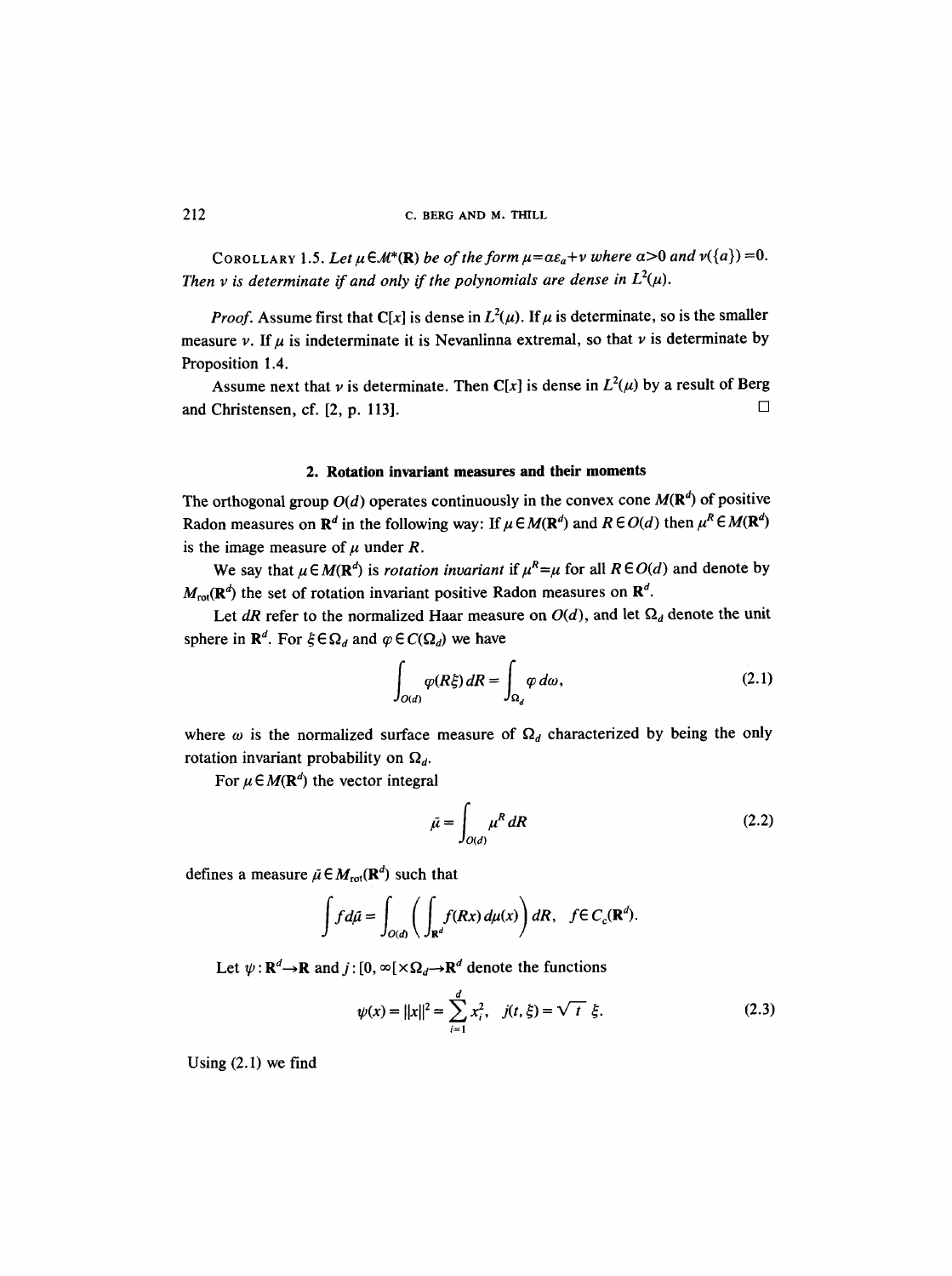**Corollary 1.5.** *Let $\mu \in \mathcal{M}^*(\mathbf{R})$ be of the form $\mu = a\varepsilon_a + \nu$ where $a > 0$ and $\nu(\{a\}) = 0$. Then $\nu$ is determinate if and only if the polynomials are dense in $L^2(\mu)$.*

*Proof.* Assume first that $\mathbf{C}[x]$ is dense in $L^2(\mu)$. If $\mu$ is determinate, so is the smaller measure $\nu$. If $\mu$ is indeterminate it is Nevanlinna extremal, so that $\nu$ is determinate by Proposition 1.4.

Assume next that $\nu$ is determinate. Then $\mathbf{C}[x]$ is dense in $L^2(\mu)$ by a result of Berg and Christensen, cf. [2, p. 113]. □

## 2. Rotation invariant measures and their moments

The orthogonal group $O(d)$ operates continuously in the convex cone $M(\mathbf{R}^d)$ of positive Radon measures on $\mathbf{R}^d$ in the following way: If $\mu \in M(\mathbf{R}^d)$ and $R \in O(d)$ then $\mu^R \in M(\mathbf{R}^d)$ is the image measure of $\mu$ under $R$.

We say that $\mu \in M(\mathbf{R}^d)$ is *rotation invariant* if $\mu^R = \mu$ for all $R \in O(d)$ and denote by $M_{\text{rot}}(\mathbf{R}^d)$ the set of rotation invariant positive Radon measures on $\mathbf{R}^d$.

Let $dR$ refer to the normalized Haar measure on $O(d)$, and let $\Omega_d$ denote the unit sphere in $\mathbf{R}^d$. For $\xi \in \Omega_d$ and $\varphi \in C(\Omega_d)$ we have

$$\int_{O(d)} \varphi(R\xi)\, dR = \int_{\Omega_d} \varphi\, d\omega, \tag{2.1}$$

where $\omega$ is the normalized surface measure of $\Omega_d$ characterized by being the only rotation invariant probability on $\Omega_d$.

For $\mu \in M(\mathbf{R}^d)$ the vector integral

$$\bar{\mu} = \int_{O(d)} \mu^R\, dR \tag{2.2}$$

defines a measure $\bar{\mu} \in M_{\text{rot}}(\mathbf{R}^d)$ such that

$$\int f\, d\bar{\mu} = \int_{O(d)} \left( \int_{\mathbf{R}^d} f(Rx)\, d\mu(x) \right) dR, \quad f \in C_c(\mathbf{R}^d).$$

Let $\psi : \mathbf{R}^d \to \mathbf{R}$ and $j : [0, \infty[ \times \Omega_d \to \mathbf{R}^d$ denote the functions

$$\psi(x) = \|x\|^2 = \sum_{i=1}^{d} x_i^2, \quad j(t, \xi) = \sqrt{t}\ \xi. \tag{2.3}$$

Using (2.1) we find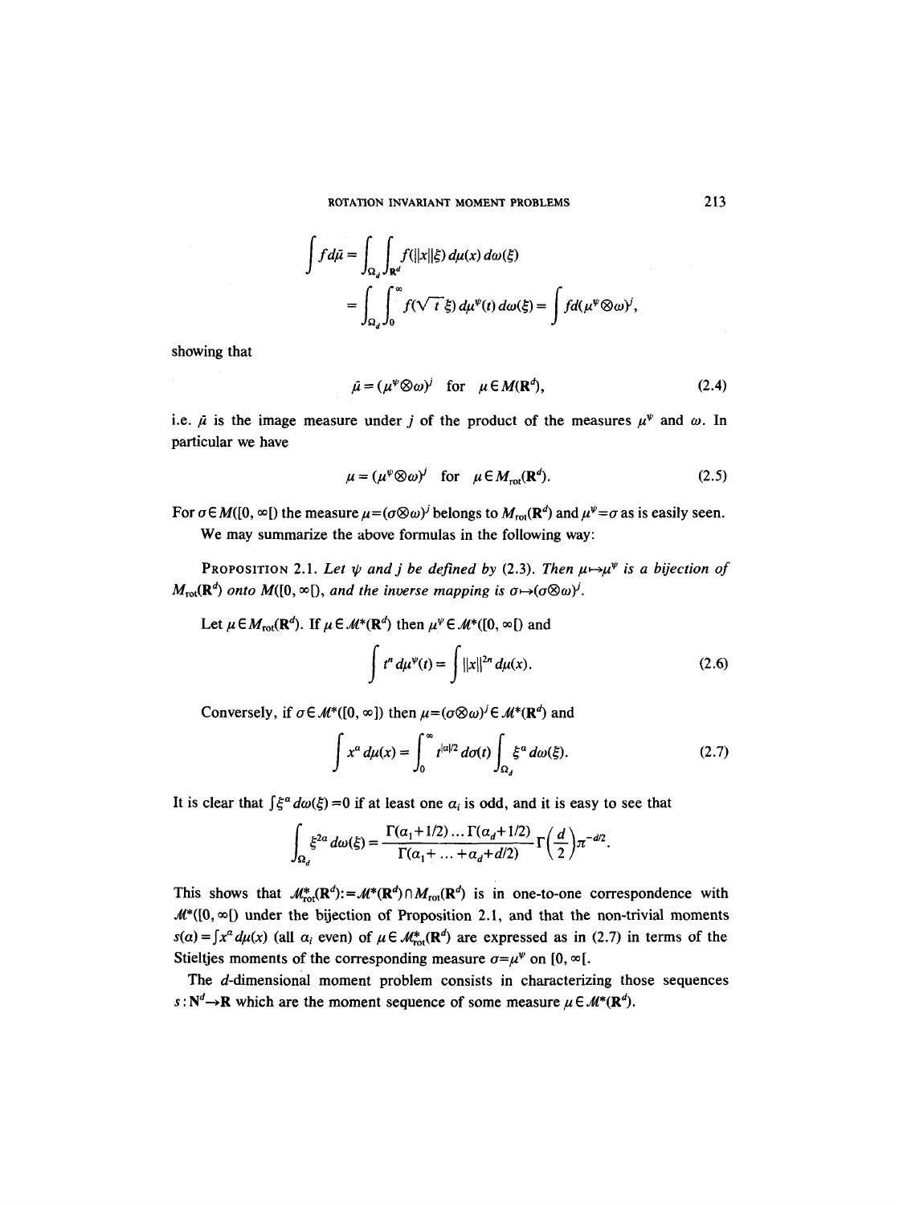$$\int f d\tilde{\mu} = \int_{\Omega_d} \int_{\mathbf{R}^d} f(\|x\|\xi)\, d\mu(x)\, d\omega(\xi)$$

$$= \int_{\Omega_d} \int_0^\infty f(\sqrt{t}\,\xi)\, d\mu^\psi(t)\, d\omega(\xi) = \int f d(\mu^\psi \otimes \omega)^j,$$

showing that

$$\tilde{\mu} = (\mu^\psi \otimes \omega)^j \quad \text{for} \quad \mu \in M(\mathbf{R}^d), \tag{2.4}$$

i.e. $\tilde{\mu}$ is the image measure under $j$ of the product of the measures $\mu^\psi$ and $\omega$. In particular we have

$$\mu = (\mu^\psi \otimes \omega)^j \quad \text{for} \quad \mu \in M_{\text{rot}}(\mathbf{R}^d). \tag{2.5}$$

For $\sigma \in M([0, \infty[)$ the measure $\mu = (\sigma \otimes \omega)^j$ belongs to $M_{\text{rot}}(\mathbf{R}^d)$ and $\mu^\psi = \sigma$ as is easily seen.

We may summarize the above formulas in the following way:

**Proposition 2.1.** *Let $\psi$ and $j$ be defined by (2.3). Then $\mu \mapsto \mu^\psi$ is a bijection of $M_{\text{rot}}(\mathbf{R}^d)$ onto $M([0, \infty[)$, and the inverse mapping is $\sigma \mapsto (\sigma \otimes \omega)^j$.*

Let $\mu \in M_{\text{rot}}(\mathbf{R}^d)$. If $\mu \in \mathcal{M}^*(\mathbf{R}^d)$ then $\mu^\psi \in \mathcal{M}^*([0, \infty[)$ and

$$\int t^n\, d\mu^\psi(t) = \int \|x\|^{2n}\, d\mu(x). \tag{2.6}$$

Conversely, if $\sigma \in \mathcal{M}^*([0, \infty])$ then $\mu = (\sigma \otimes \omega)^j \in \mathcal{M}^*(\mathbf{R}^d)$ and

$$\int x^\alpha\, d\mu(x) = \int_0^\infty t^{|\alpha|/2}\, d\sigma(t) \int_{\Omega_d} \xi^\alpha\, d\omega(\xi). \tag{2.7}$$

It is clear that $\int \xi^\alpha\, d\omega(\xi) = 0$ if at least one $\alpha_i$ is odd, and it is easy to see that

$$\int_{\Omega_d} \xi^{2\alpha}\, d\omega(\xi) = \frac{\Gamma(\alpha_1 + 1/2) \dots \Gamma(\alpha_d + 1/2)}{\Gamma(\alpha_1 + \dots + \alpha_d + d/2)} \Gamma\left(\frac{d}{2}\right) \pi^{-d/2}.$$

This shows that $\mathcal{M}^*_{\text{rot}}(\mathbf{R}^d) := \mathcal{M}^*(\mathbf{R}^d) \cap M_{\text{rot}}(\mathbf{R}^d)$ is in one-to-one correspondence with $\mathcal{M}^*([0, \infty[)$ under the bijection of Proposition 2.1, and that the non-trivial moments $s(\alpha) = \int x^\alpha\, d\mu(x)$ (all $\alpha_i$ even) of $\mu \in \mathcal{M}^*_{\text{rot}}(\mathbf{R}^d)$ are expressed as in (2.7) in terms of the Stieltjes moments of the corresponding measure $\sigma = \mu^\psi$ on $[0, \infty[$.

The $d$-dimensional moment problem consists in characterizing those sequences $s : \mathbf{N}^d \to \mathbf{R}$ which are the moment sequence of some measure $\mu \in \mathcal{M}^*(\mathbf{R}^d)$.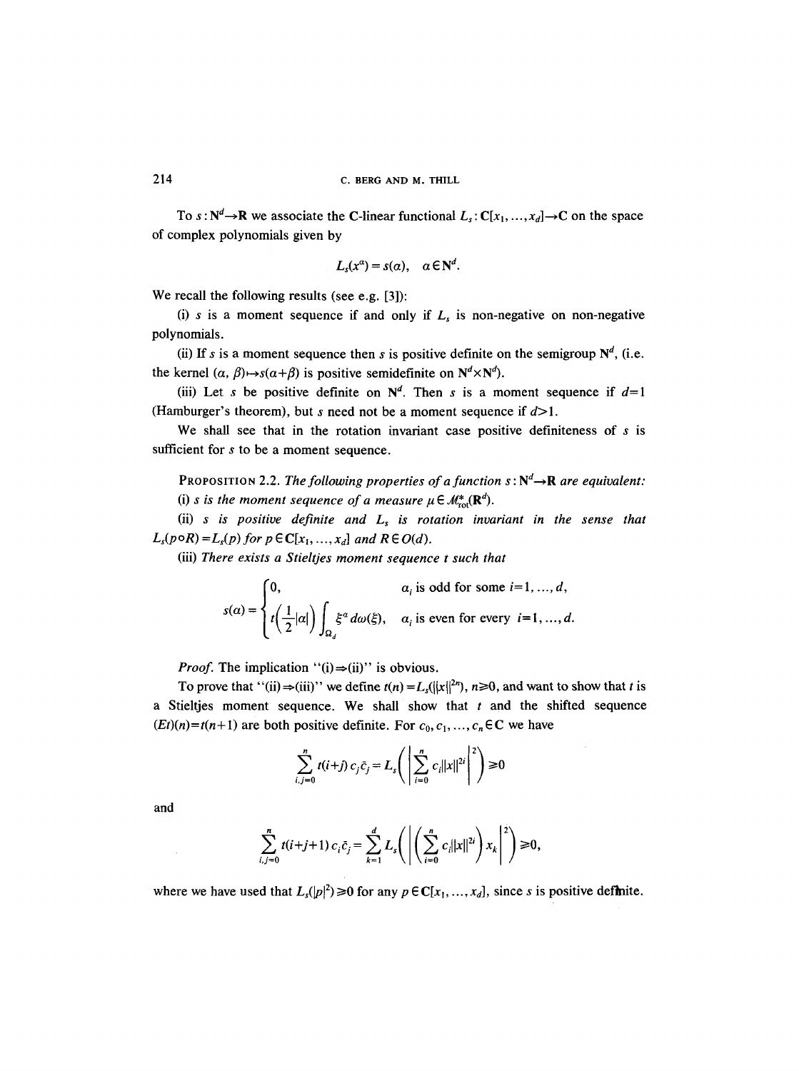To $s : \mathbf{N}^d \to \mathbf{R}$ we associate the $\mathbf{C}$-linear functional $L_s : \mathbf{C}[x_1, \ldots, x_d] \to \mathbf{C}$ on the space of complex polynomials given by

$$L_s(x^\alpha) = s(\alpha), \quad \alpha \in \mathbf{N}^d.$$

We recall the following results (see e.g. [3]):

(i) $s$ is a moment sequence if and only if $L_s$ is non-negative on non-negative polynomials.

(ii) If $s$ is a moment sequence then $s$ is positive definite on the semigroup $\mathbf{N}^d$, (i.e. the kernel $(\alpha, \beta) \mapsto s(\alpha+\beta)$ is positive semidefinite on $\mathbf{N}^d \times \mathbf{N}^d$).

(iii) Let $s$ be positive definite on $\mathbf{N}^d$. Then $s$ is a moment sequence if $d=1$ (Hamburger's theorem), but $s$ need not be a moment sequence if $d>1$.

We shall see that in the rotation invariant case positive definiteness of $s$ is sufficient for $s$ to be a moment sequence.

**PROPOSITION 2.2.** *The following properties of a function* $s : \mathbf{N}^d \to \mathbf{R}$ *are equivalent:*

(i) *$s$ is the moment sequence of a measure* $\mu \in \mathcal{M}^*_{\text{rot}}(\mathbf{R}^d)$.

(ii) *$s$ is positive definite and $L_s$ is rotation invariant in the sense that* $L_s(p \circ R) = L_s(p)$ *for* $p \in \mathbf{C}[x_1, \ldots, x_d]$ *and* $R \in O(d)$.

(iii) *There exists a Stieltjes moment sequence $t$ such that*

$$s(\alpha) = \begin{cases} 0, & \alpha_i \text{ is odd for some } i = 1, \ldots, d, \\ t\left(\frac{1}{2}|\alpha|\right) \int_{\Omega_d} \xi^\alpha \, d\omega(\xi), & \alpha_i \text{ is even for every } i = 1, \ldots, d. \end{cases}$$

*Proof.* The implication "(i)$\Rightarrow$(ii)" is obvious.

To prove that "(ii)$\Rightarrow$(iii)" we define $t(n) = L_s(\|x\|^{2n})$, $n \geq 0$, and want to show that $t$ is a Stieltjes moment sequence. We shall show that $t$ and the shifted sequence $(Et)(n) = t(n+1)$ are both positive definite. For $c_0, c_1, \ldots, c_n \in \mathbf{C}$ we have

$$\sum_{i,j=0}^{n} t(i+j) c_j \bar{c}_j = L_s\left( \left| \sum_{i=0}^{n} c_i \|x\|^{2i} \right|^2 \right) \geq 0$$

and

$$\sum_{i,j=0}^{n} t(i+j+1) c_i \bar{c}_j = \sum_{k=1}^{d} L_s\left( \left| \left( \sum_{i=0}^{n} c_i \|x\|^{2i} \right) x_k \right|^2 \right) \geq 0,$$

where we have used that $L_s(|p|^2) \geq 0$ for any $p \in \mathbf{C}[x_1, \ldots, x_d]$, since $s$ is positive definite.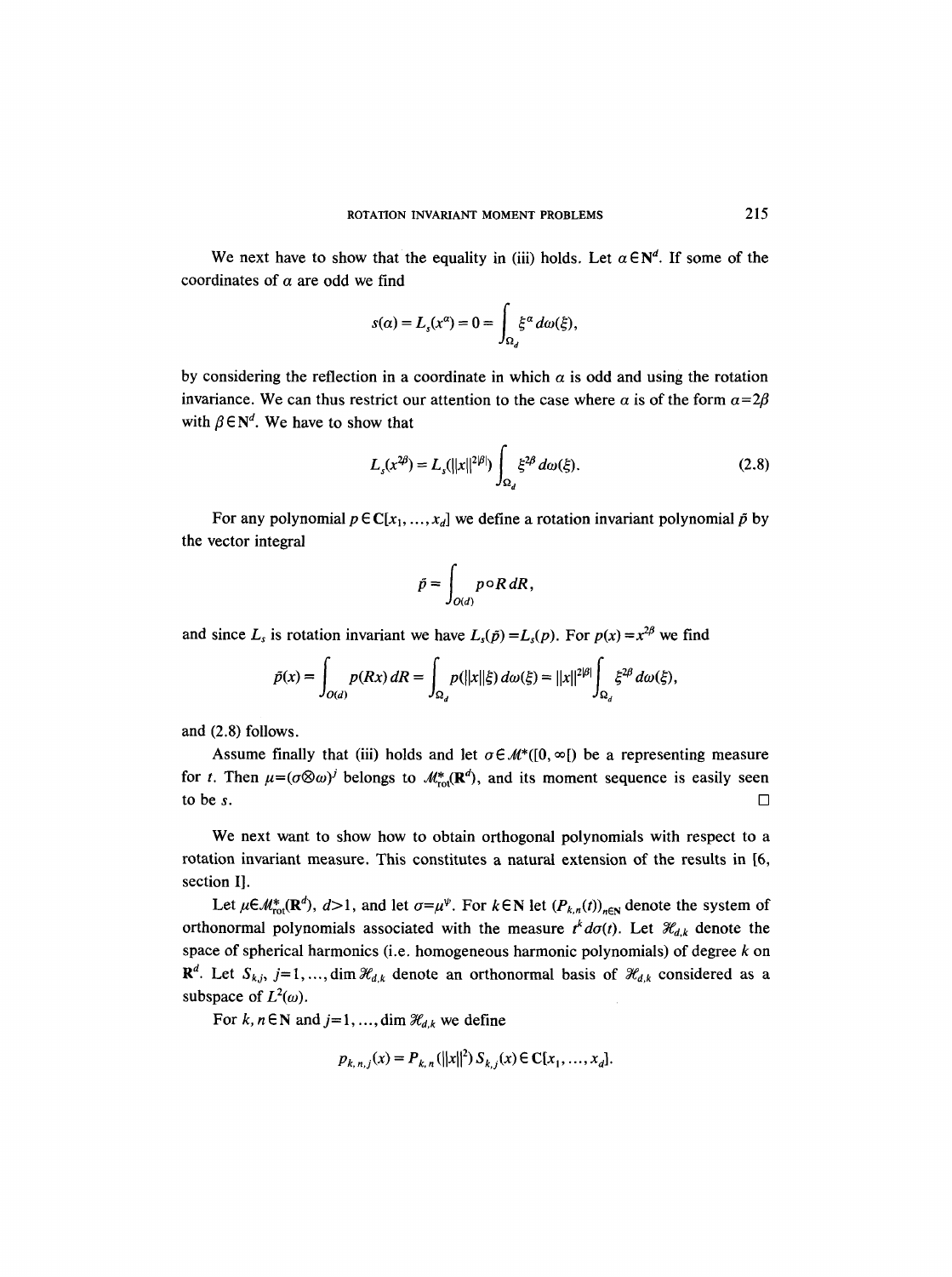We next have to show that the equality in (iii) holds. Let $\alpha \in \mathbf{N}^d$. If some of the coordinates of $\alpha$ are odd we find

$$s(\alpha) = L_s(x^\alpha) = 0 = \int_{\Omega_d} \xi^\alpha \, d\omega(\xi),$$

by considering the reflection in a coordinate in which $\alpha$ is odd and using the rotation invariance. We can thus restrict our attention to the case where $\alpha$ is of the form $\alpha = 2\beta$ with $\beta \in \mathbf{N}^d$. We have to show that

$$L_s(x^{2\beta}) = L_s(\|x\|^{2|\beta|}) \int_{\Omega_d} \xi^{2\beta} \, d\omega(\xi). \tag{2.8}$$

For any polynomial $p \in \mathbf{C}[x_1, \ldots, x_d]$ we define a rotation invariant polynomial $\tilde{p}$ by the vector integral

$$\tilde{p} = \int_{O(d)} p \circ R \, dR,$$

and since $L_s$ is rotation invariant we have $L_s(\tilde{p}) = L_s(p)$. For $p(x) = x^{2\beta}$ we find

$$\tilde{p}(x) = \int_{O(d)} p(Rx) \, dR = \int_{\Omega_d} p(\|x\|\xi) \, d\omega(\xi) = \|x\|^{2|\beta|} \int_{\Omega_d} \xi^{2\beta} \, d\omega(\xi),$$

and (2.8) follows.

Assume finally that (iii) holds and let $\sigma \in \mathcal{M}^*([0, \infty[)$ be a representing measure for $t$. Then $\mu = (\sigma \otimes \omega)^j$ belongs to $\mathcal{M}^*_{\text{rot}}(\mathbf{R}^d)$, and its moment sequence is easily seen to be $s$. $\square$

We next want to show how to obtain orthogonal polynomials with respect to a rotation invariant measure. This constitutes a natural extension of the results in [6, section I].

Let $\mu \in \mathcal{M}^*_{\text{rot}}(\mathbf{R}^d)$, $d > 1$, and let $\sigma = \mu^\psi$. For $k \in \mathbf{N}$ let $(P_{k,n}(t))_{n \in \mathbf{N}}$ denote the system of orthonormal polynomials associated with the measure $t^k d\sigma(t)$. Let $\mathcal{H}_{d,k}$ denote the space of spherical harmonics (i.e. homogeneous harmonic polynomials) of degree $k$ on $\mathbf{R}^d$. Let $S_{k,j}$, $j = 1, \ldots, \dim \mathcal{H}_{d,k}$ denote an orthonormal basis of $\mathcal{H}_{d,k}$ considered as a subspace of $L^2(\omega)$.

For $k, n \in \mathbf{N}$ and $j = 1, \ldots, \dim \mathcal{H}_{d,k}$ we define

$$p_{k,n,j}(x) = P_{k,n}(\|x\|^2) S_{k,j}(x) \in \mathbf{C}[x_1, \ldots, x_d].$$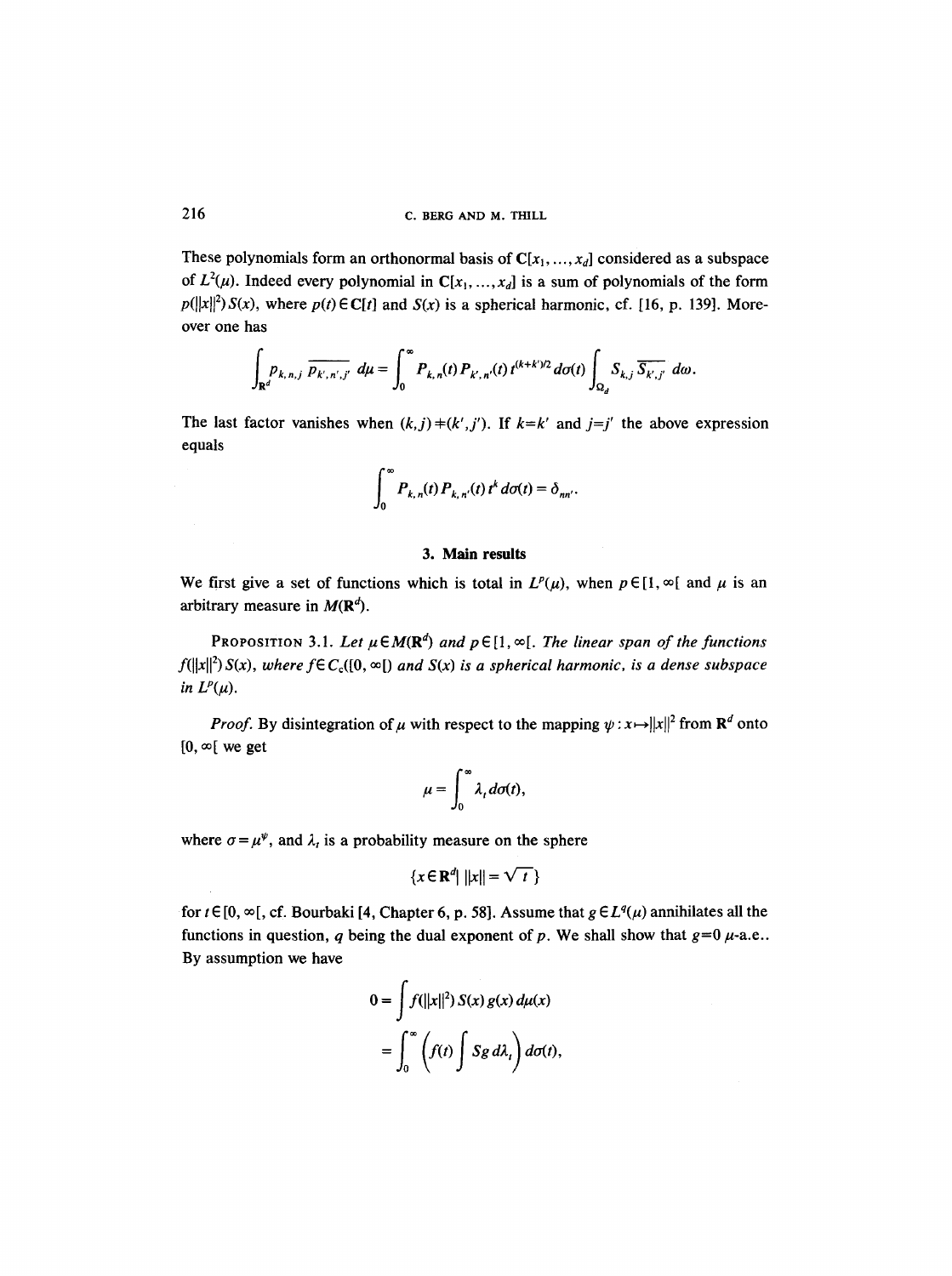These polynomials form an orthonormal basis of $\mathbf{C}[x_1, \ldots, x_d]$ considered as a subspace of $L^2(\mu)$. Indeed every polynomial in $\mathbf{C}[x_1, \ldots, x_d]$ is a sum of polynomials of the form $p(\|x\|^2)S(x)$, where $p(t) \in \mathbf{C}[t]$ and $S(x)$ is a spherical harmonic, cf. [16, p. 139]. Moreover one has

$$\int_{\mathbf{R}^d} p_{k,n,j}\, \overline{p_{k',n',j'}}\, d\mu = \int_0^\infty P_{k,n}(t) P_{k',n'}(t)\, t^{(k+k')/2}\, d\sigma(t) \int_{\Omega_d} S_{k,j}\, \overline{S_{k',j'}}\, d\omega.$$

The last factor vanishes when $(k,j) \neq (k',j')$. If $k=k'$ and $j=j'$ the above expression equals

$$\int_0^\infty P_{k,n}(t) P_{k,n'}(t)\, t^k\, d\sigma(t) = \delta_{nn'}.$$

## 3. Main results

We first give a set of functions which is total in $L^p(\mu)$, when $p \in [1, \infty[$ and $\mu$ is an arbitrary measure in $M(\mathbf{R}^d)$.

**Proposition 3.1.** *Let $\mu \in M(\mathbf{R}^d)$ and $p \in [1, \infty[$. The linear span of the functions $f(\|x\|^2)S(x)$, where $f \in C_c([0, \infty[)$ and $S(x)$ is a spherical harmonic, is a dense subspace in $L^p(\mu)$.*

*Proof.* By disintegration of $\mu$ with respect to the mapping $\psi : x \mapsto \|x\|^2$ from $\mathbf{R}^d$ onto $[0, \infty[$ we get

$$\mu = \int_0^\infty \lambda_t\, d\sigma(t),$$

where $\sigma = \mu^\psi$, and $\lambda_t$ is a probability measure on the sphere

$$\{x \in \mathbf{R}^d \mid \|x\| = \sqrt{t}\}$$

for $t \in [0, \infty[$, cf. Bourbaki [4, Chapter 6, p. 58]. Assume that $g \in L^q(\mu)$ annihilates all the functions in question, $q$ being the dual exponent of $p$. We shall show that $g=0$ $\mu$-a.e.. By assumption we have

$$\begin{aligned} 0 &= \int f(\|x\|^2)\, S(x)\, g(x)\, d\mu(x) \\ &= \int_0^\infty \left( f(t) \int S g\, d\lambda_t \right) d\sigma(t), \end{aligned}$$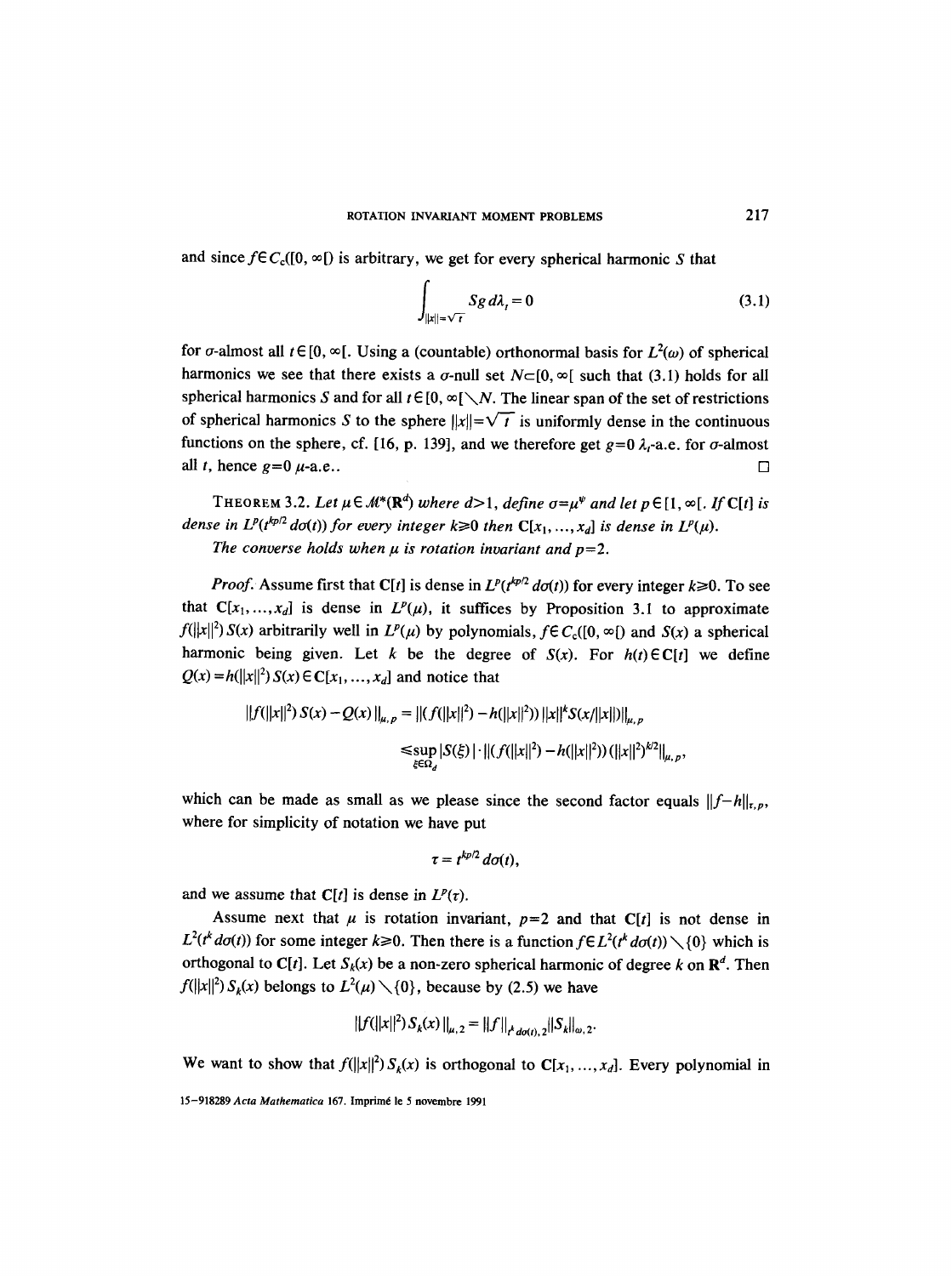and since $f \in C_c([0,\infty[)$ is arbitrary, we get for every spherical harmonic $S$ that

$$\int_{\|x\|=\sqrt{t}} S g \, d\lambda_t = 0 \tag{3.1}$$

for $\sigma$-almost all $t \in [0,\infty[$. Using a (countable) orthonormal basis for $L^2(\omega)$ of spherical harmonics we see that there exists a $\sigma$-null set $N \subset [0,\infty[$ such that (3.1) holds for all spherical harmonics $S$ and for all $t \in [0,\infty[ \setminus N$. The linear span of the set of restrictions of spherical harmonics $S$ to the sphere $\|x\| = \sqrt{t}$ is uniformly dense in the continuous functions on the sphere, cf. [16, p. 139], and we therefore get $g=0$ $\lambda_t$-a.e. for $\sigma$-almost all $t$, hence $g=0$ $\mu$-a.e.. □

THEOREM 3.2. *Let $\mu \in \mathcal{M}^*(\mathbf{R}^d)$ where $d>1$, define $\sigma = \mu^\psi$ and let $p \in [1,\infty[$. If $\mathbf{C}[t]$ is dense in $L^p(t^{kp/2}\, d\sigma(t))$ for every integer $k \geq 0$ then $\mathbf{C}[x_1, \ldots, x_d]$ is dense in $L^p(\mu)$.*

*The converse holds when $\mu$ is rotation invariant and $p=2$.*

*Proof.* Assume first that $\mathbf{C}[t]$ is dense in $L^p(t^{kp/2}\, d\sigma(t))$ for every integer $k \geq 0$. To see that $\mathbf{C}[x_1, \ldots, x_d]$ is dense in $L^p(\mu)$, it suffices by Proposition 3.1 to approximate $f(\|x\|^2)\, S(x)$ arbitrarily well in $L^p(\mu)$ by polynomials, $f \in C_c([0,\infty[)$ and $S(x)$ a spherical harmonic being given. Let $k$ be the degree of $S(x)$. For $h(t) \in \mathbf{C}[t]$ we define $Q(x) = h(\|x\|^2)\, S(x) \in \mathbf{C}[x_1, \ldots, x_d]$ and notice that

$$\begin{aligned}
\|f(\|x\|^2)\, S(x) - Q(x)\|_{\mu,p} &= \|(f(\|x\|^2) - h(\|x\|^2))\, \|x\|^k S(x/\|x\|)\|_{\mu,p} \\
&\leq \sup_{\xi \in \Omega_d} |S(\xi)| \cdot \|(f(\|x\|^2) - h(\|x\|^2))\, (\|x\|^2)^{k/2}\|_{\mu,p},
\end{aligned}$$

which can be made as small as we please since the second factor equals $\|f-h\|_{\tau,p}$, where for simplicity of notation we have put

$$\tau = t^{kp/2}\, d\sigma(t),$$

and we assume that $\mathbf{C}[t]$ is dense in $L^p(\tau)$.

Assume next that $\mu$ is rotation invariant, $p=2$ and that $\mathbf{C}[t]$ is not dense in $L^2(t^k\, d\sigma(t))$ for some integer $k \geq 0$. Then there is a function $f \in L^2(t^k\, d\sigma(t)) \setminus \{0\}$ which is orthogonal to $\mathbf{C}[t]$. Let $S_k(x)$ be a non-zero spherical harmonic of degree $k$ on $\mathbf{R}^d$. Then $f(\|x\|^2)\, S_k(x)$ belongs to $L^2(\mu) \setminus \{0\}$, because by (2.5) we have

$$\|f(\|x\|^2)\, S_k(x)\|_{\mu,2} = \|f\|_{t^k d\sigma(t),2} \|S_k\|_{\omega,2}.$$

We want to show that $f(\|x\|^2)\, S_k(x)$ is orthogonal to $\mathbf{C}[x_1, \ldots, x_d]$. Every polynomial in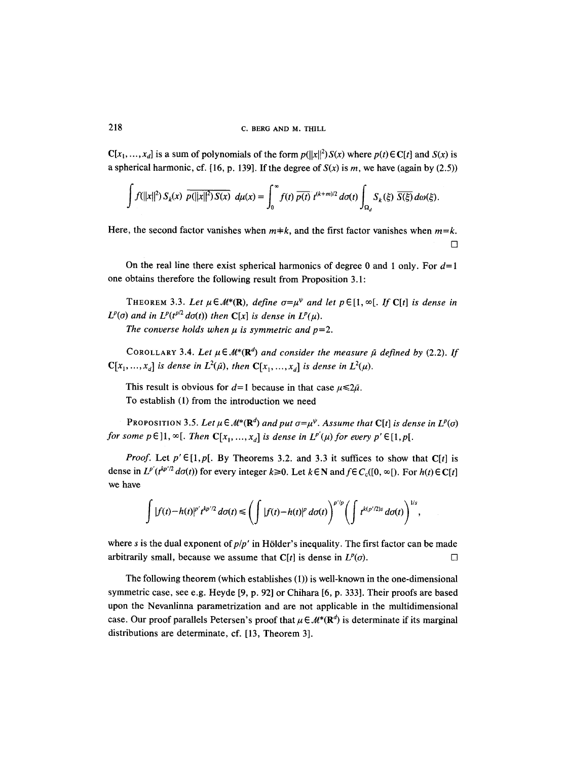$\mathbf{C}[x_1, \ldots, x_d]$ is a sum of polynomials of the form $p(\|x\|^2)S(x)$ where $p(t) \in \mathbf{C}[t]$ and $S(x)$ is a spherical harmonic, cf. [16, p. 139]. If the degree of $S(x)$ is $m$, we have (again by (2.5))

$$\int f(\|x\|^2)\, S_k(x)\, \overline{p(\|x\|^2) S(x)}\; d\mu(x) = \int_0^\infty f(t)\, \overline{p(t)}\, t^{(k+m)/2}\, d\sigma(t) \int_{\Omega_d} S_k(\xi)\, \overline{S(\xi)}\, d\omega(\xi).$$

Here, the second factor vanishes when $m \neq k$, and the first factor vanishes when $m = k$. □

On the real line there exist spherical harmonics of degree 0 and 1 only. For $d=1$ one obtains therefore the following result from Proposition 3.1:

THEOREM 3.3. *Let $\mu \in \mathcal{M}^*(\mathbf{R})$, define $\sigma = \mu^\psi$ and let $p \in [1, \infty[$. If $\mathbf{C}[t]$ is dense in $L^p(\sigma)$ and in $L^p(t^{p/2}\, d\sigma(t))$ then $\mathbf{C}[x]$ is dense in $L^p(\mu)$.*

*The converse holds when $\mu$ is symmetric and $p=2$.*

COROLLARY 3.4. *Let $\mu \in \mathcal{M}^*(\mathbf{R}^d)$ and consider the measure $\tilde{\mu}$ defined by (2.2). If $\mathbf{C}[x_1, \ldots, x_d]$ is dense in $L^2(\tilde{\mu})$, then $\mathbf{C}[x_1, \ldots, x_d]$ is dense in $L^2(\mu)$.*

This result is obvious for $d=1$ because in that case $\mu \leq 2\tilde{\mu}$.

To establish (1) from the introduction we need

PROPOSITION 3.5. *Let $\mu \in \mathcal{M}^*(\mathbf{R}^d)$ and put $\sigma = \mu^\psi$. Assume that $\mathbf{C}[t]$ is dense in $L^p(\sigma)$ for some $p \in ]1, \infty[$. Then $\mathbf{C}[x_1, \ldots, x_d]$ is dense in $L^{p'}(\mu)$ for every $p' \in [1, p[$.*

*Proof.* Let $p' \in [1, p[$. By Theorems 3.2. and 3.3 it suffices to show that $\mathbf{C}[t]$ is dense in $L^{p'}(t^{kp'/2}\, d\sigma(t))$ for every integer $k \geq 0$. Let $k \in \mathbf{N}$ and $f \in C_c([0, \infty[)$. For $h(t) \in \mathbf{C}[t]$ we have

$$\int |f(t) - h(t)|^{p'}\, t^{kp'/2}\, d\sigma(t) \leq \left( \int |f(t) - h(t)|^p\, d\sigma(t) \right)^{p'/p} \left( \int t^{k(p'/2)s}\, d\sigma(t) \right)^{1/s},$$

where $s$ is the dual exponent of $p/p'$ in Hölder's inequality. The first factor can be made arbitrarily small, because we assume that $\mathbf{C}[t]$ is dense in $L^p(\sigma)$. □

The following theorem (which establishes (1)) is well-known in the one-dimensional symmetric case, see e.g. Heyde [9, p. 92] or Chihara [6, p. 333]. Their proofs are based upon the Nevanlinna parametrization and are not applicable in the multidimensional case. Our proof parallels Petersen's proof that $\mu \in \mathcal{M}^*(\mathbf{R}^d)$ is determinate if its marginal distributions are determinate, cf. [13, Theorem 3].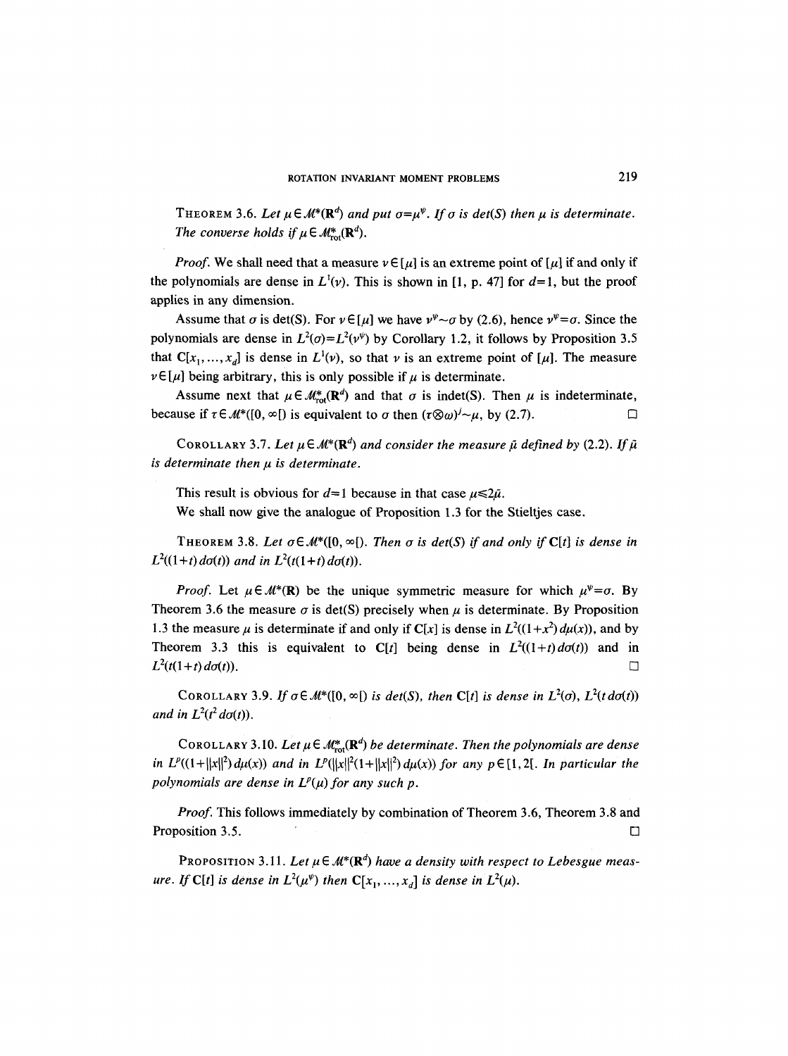**Theorem 3.6.** *Let $\mu \in \mathcal{M}^*(\mathbf{R}^d)$ and put $\sigma = \mu^\psi$. If $\sigma$ is det(S) then $\mu$ is determinate. The converse holds if $\mu \in \mathcal{M}^*_{\mathrm{rot}}(\mathbf{R}^d)$.*

*Proof.* We shall need that a measure $\nu \in [\mu]$ is an extreme point of $[\mu]$ if and only if the polynomials are dense in $L^1(\nu)$. This is shown in [1, p. 47] for $d=1$, but the proof applies in any dimension.

Assume that $\sigma$ is det(S). For $\nu \in [\mu]$ we have $\nu^\psi \sim \sigma$ by (2.6), hence $\nu^\psi = \sigma$. Since the polynomials are dense in $L^2(\sigma) = L^2(\nu^\psi)$ by Corollary 1.2, it follows by Proposition 3.5 that $\mathbf{C}[x_1, \ldots, x_d]$ is dense in $L^1(\nu)$, so that $\nu$ is an extreme point of $[\mu]$. The measure $\nu \in [\mu]$ being arbitrary, this is only possible if $\mu$ is determinate.

Assume next that $\mu \in \mathcal{M}^*_{\mathrm{rot}}(\mathbf{R}^d)$ and that $\sigma$ is indet(S). Then $\mu$ is indeterminate, because if $\tau \in \mathcal{M}^*([0, \infty[)$ is equivalent to $\sigma$ then $(\tau \otimes \omega)^J \sim \mu$, by (2.7). □

**Corollary 3.7.** *Let $\mu \in \mathcal{M}^*(\mathbf{R}^d)$ and consider the measure $\tilde{\mu}$ defined by (2.2). If $\tilde{\mu}$ is determinate then $\mu$ is determinate.*

This result is obvious for $d=1$ because in that case $\mu \leq 2\tilde{\mu}$.

We shall now give the analogue of Proposition 1.3 for the Stieltjes case.

**Theorem 3.8.** *Let $\sigma \in \mathcal{M}^*([0, \infty[)$. Then $\sigma$ is det(S) if and only if $\mathbf{C}[t]$ is dense in $L^2((1+t)\,d\sigma(t))$ and in $L^2(t(1+t)\,d\sigma(t))$.*

*Proof.* Let $\mu \in \mathcal{M}^*(\mathbf{R})$ be the unique symmetric measure for which $\mu^\psi = \sigma$. By Theorem 3.6 the measure $\sigma$ is det(S) precisely when $\mu$ is determinate. By Proposition 1.3 the measure $\mu$ is determinate if and only if $\mathbf{C}[x]$ is dense in $L^2((1+x^2)\,d\mu(x))$, and by Theorem 3.3 this is equivalent to $\mathbf{C}[t]$ being dense in $L^2((1+t)\,d\sigma(t))$ and in $L^2(t(1+t)\,d\sigma(t))$. □

**Corollary 3.9.** *If $\sigma \in \mathcal{M}^*([0, \infty[)$ is det(S), then $\mathbf{C}[t]$ is dense in $L^2(\sigma)$, $L^2(t\,d\sigma(t))$ and in $L^2(t^2\,d\sigma(t))$.*

**Corollary 3.10.** *Let $\mu \in \mathcal{M}^*_{\mathrm{rot}}(\mathbf{R}^d)$ be determinate. Then the polynomials are dense in $L^p((1+\|x\|^2)\,d\mu(x))$ and in $L^p(\|x\|^2(1+\|x\|^2)\,d\mu(x))$ for any $p \in [1, 2[$. In particular the polynomials are dense in $L^p(\mu)$ for any such $p$.*

*Proof.* This follows immediately by combination of Theorem 3.6, Theorem 3.8 and Proposition 3.5. □

**Proposition 3.11.** *Let $\mu \in \mathcal{M}^*(\mathbf{R}^d)$ have a density with respect to Lebesgue measure. If $\mathbf{C}[t]$ is dense in $L^2(\mu^\psi)$ then $\mathbf{C}[x_1, \ldots, x_d]$ is dense in $L^2(\mu)$.*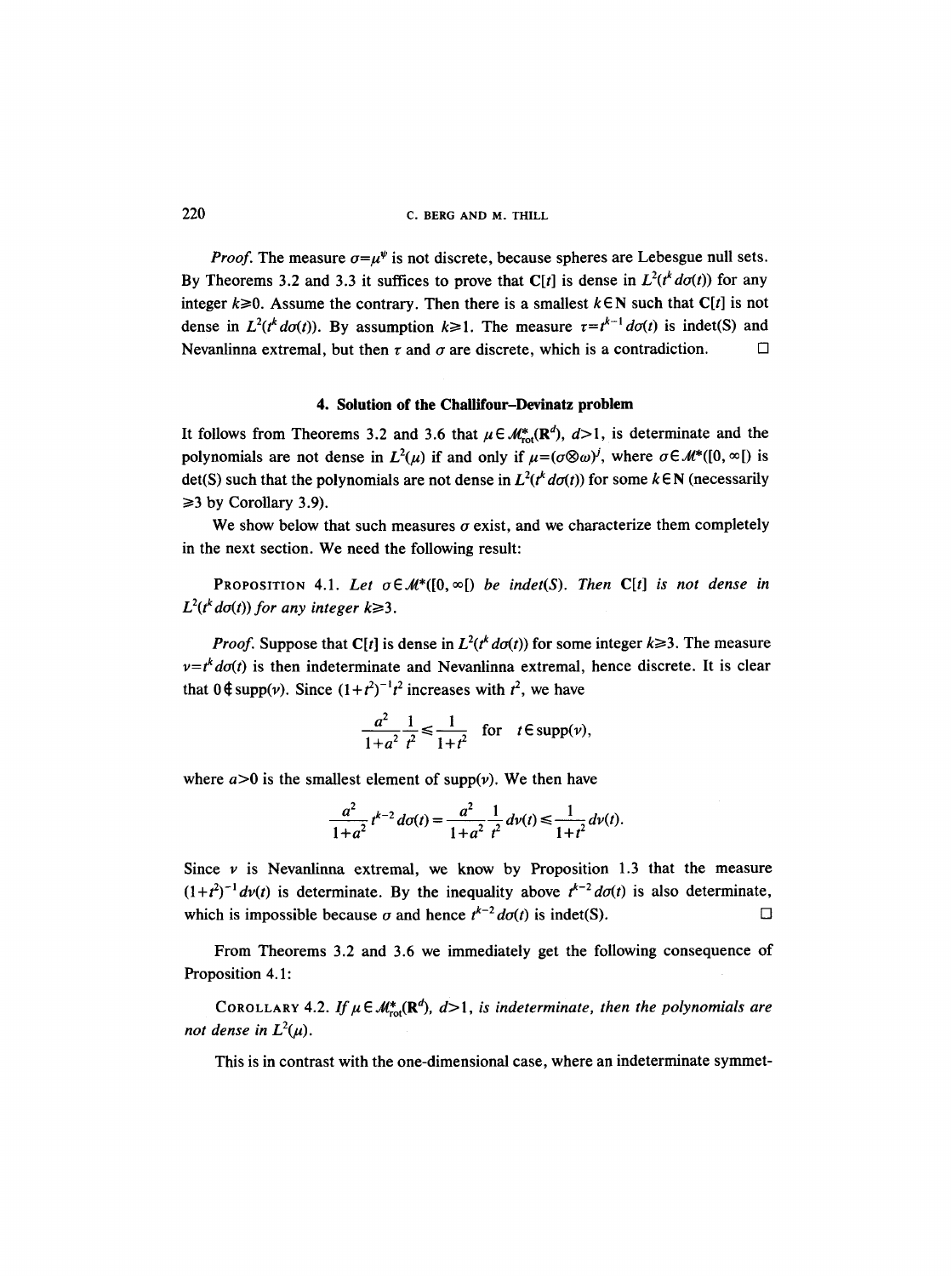*Proof.* The measure $\sigma=\mu^{\psi}$ is not discrete, because spheres are Lebesgue null sets. By Theorems 3.2 and 3.3 it suffices to prove that $\mathbf{C}[t]$ is dense in $L^2(t^k\,d\sigma(t))$ for any integer $k\geq 0$. Assume the contrary. Then there is a smallest $k\in\mathbf{N}$ such that $\mathbf{C}[t]$ is not dense in $L^2(t^k\,d\sigma(t))$. By assumption $k\geq 1$. The measure $\tau=t^{k-1}\,d\sigma(t)$ is indet(S) and Nevanlinna extremal, but then $\tau$ and $\sigma$ are discrete, which is a contradiction. □

## 4. Solution of the Challifour–Devinatz problem

It follows from Theorems 3.2 and 3.6 that $\mu\in\mathcal{M}^*_{\rm rot}(\mathbf{R}^d)$, $d>1$, is determinate and the polynomials are not dense in $L^2(\mu)$ if and only if $\mu=(\sigma\otimes\omega)^j$, where $\sigma\in\mathcal{M}^*([0,\infty[)$ is det(S) such that the polynomials are not dense in $L^2(t^k\,d\sigma(t))$ for some $k\in\mathbf{N}$ (necessarily $\geq 3$ by Corollary 3.9).

We show below that such measures $\sigma$ exist, and we characterize them completely in the next section. We need the following result:

PROPOSITION 4.1. *Let $\sigma\in\mathcal{M}^*([0,\infty[)$ be indet(S). Then $\mathbf{C}[t]$ is not dense in $L^2(t^k\,d\sigma(t))$ for any integer $k\geq 3$.*

*Proof.* Suppose that $\mathbf{C}[t]$ is dense in $L^2(t^k\,d\sigma(t))$ for some integer $k\geq 3$. The measure $\nu=t^k\,d\sigma(t)$ is then indeterminate and Nevanlinna extremal, hence discrete. It is clear that $0\notin\operatorname{supp}(\nu)$. Since $(1+t^2)^{-1}t^2$ increases with $t^2$, we have

$$\frac{a^2}{1+a^2}\frac{1}{t^2}\leq\frac{1}{1+t^2}\quad\text{for}\quad t\in\operatorname{supp}(\nu),$$

where $a>0$ is the smallest element of $\operatorname{supp}(\nu)$. We then have

$$\frac{a^2}{1+a^2}t^{k-2}\,d\sigma(t)=\frac{a^2}{1+a^2}\frac{1}{t^2}\,d\nu(t)\leq\frac{1}{1+t^2}\,d\nu(t).$$

Since $\nu$ is Nevanlinna extremal, we know by Proposition 1.3 that the measure $(1+t^2)^{-1}\,d\nu(t)$ is determinate. By the inequality above $t^{k-2}\,d\sigma(t)$ is also determinate, which is impossible because $\sigma$ and hence $t^{k-2}\,d\sigma(t)$ is indet(S). □

From Theorems 3.2 and 3.6 we immediately get the following consequence of Proposition 4.1:

COROLLARY 4.2. *If $\mu\in\mathcal{M}^*_{\rm rot}(\mathbf{R}^d)$, $d>1$, is indeterminate, then the polynomials are not dense in $L^2(\mu)$.*

This is in contrast with the one-dimensional case, where an indeterminate symmet-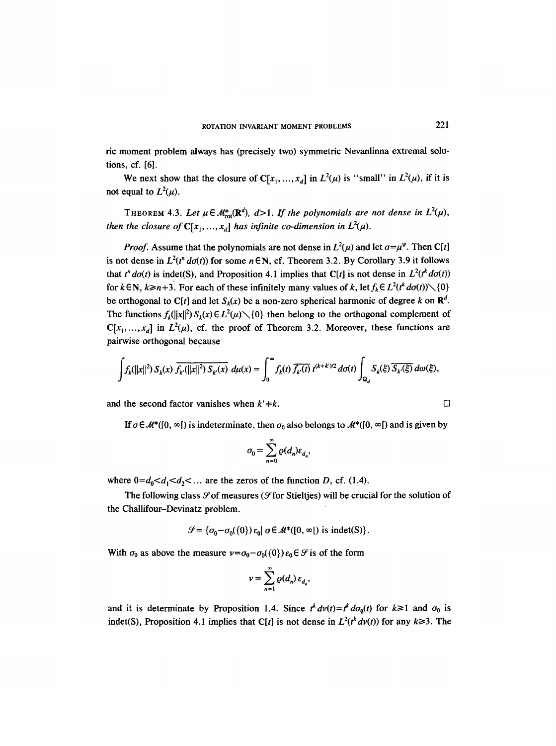ric moment problem always has (precisely two) symmetric Nevanlinna extremal solutions, cf. [6].

We next show that the closure of $\mathbf{C}[x_1, \ldots, x_d]$ in $L^2(\mu)$ is "small" in $L^2(\mu)$, if it is not equal to $L^2(\mu)$.

THEOREM 4.3. *Let $\mu \in \mathcal{M}^*_{\mathrm{rot}}(\mathbf{R}^d)$, $d>1$. If the polynomials are not dense in $L^2(\mu)$, then the closure of $\mathbf{C}[x_1, \ldots, x_d]$ has infinite co-dimension in $L^2(\mu)$.*

*Proof.* Assume that the polynomials are not dense in $L^2(\mu)$ and let $\sigma = \mu^\psi$. Then $\mathbf{C}[t]$ is not dense in $L^2(t^n \, d\sigma(t))$ for some $n \in \mathbf{N}$, cf. Theorem 3.2. By Corollary 3.9 it follows that $t^n \, d\sigma(t)$ is indet(S), and Proposition 4.1 implies that $\mathbf{C}[t]$ is not dense in $L^2(t^k \, d\sigma(t))$ for $k \in \mathbf{N}$, $k \geq n+3$. For each of these infinitely many values of $k$, let $f_k \in L^2(t^k \, d\sigma(t)) \setminus \{0\}$ be orthogonal to $\mathbf{C}[t]$ and let $S_k(x)$ be a non-zero spherical harmonic of degree $k$ on $\mathbf{R}^d$. The functions $f_k(\|x\|^2) S_k(x) \in L^2(\mu) \setminus \{0\}$ then belong to the orthogonal complement of $\mathbf{C}[x_1, \ldots, x_d]$ in $L^2(\mu)$, cf. the proof of Theorem 3.2. Moreover, these functions are pairwise orthogonal because

$$\int f_k(\|x\|^2) S_k(x) \overline{f_{k'}(\|x\|^2) S_{k'}(x)} \, d\mu(x) = \int_0^\infty f_k(t) \overline{f_{k'}(t)} \, t^{(k+k')/2} \, d\sigma(t) \int_{\Omega_d} S_k(\xi) \overline{S_{k'}(\xi)} \, d\omega(\xi),$$

and the second factor vanishes when $k' \neq k$. $\square$

If $\sigma \in \mathcal{M}^*([0, \infty[)$ is indeterminate, then $\sigma_0$ also belongs to $\mathcal{M}^*([0, \infty[)$ and is given by

$$\sigma_0 = \sum_{n=0}^\infty \varrho(d_n) \varepsilon_{d_n},$$

where $0 = d_0 < d_1 < d_2 < \ldots$ are the zeros of the function $D$, cf. (1.4).

The following class $\mathcal{S}$ of measures ($\mathcal{S}$ for Stieltjes) will be crucial for the solution of the Challifour–Devinatz problem.

$$\mathcal{S} = \{\sigma_0 - \sigma_0(\{0\}) \varepsilon_0 \mid \sigma \in \mathcal{M}^*([0, \infty[) \text{ is indet(S)}\}.$$

With $\sigma_0$ as above the measure $\nu = \sigma_0 - \sigma_0(\{0\}) \varepsilon_0 \in \mathcal{S}$ is of the form

$$\nu = \sum_{n=1}^\infty \varrho(d_n) \varepsilon_{d_n},$$

and it is determinate by Proposition 1.4. Since $t^k \, d\nu(t) = t^k \, d\sigma_0(t)$ for $k \geq 1$ and $\sigma_0$ is indet(S), Proposition 4.1 implies that $\mathbf{C}[t]$ is not dense in $L^2(t^k \, d\nu(t))$ for any $k \geq 3$. The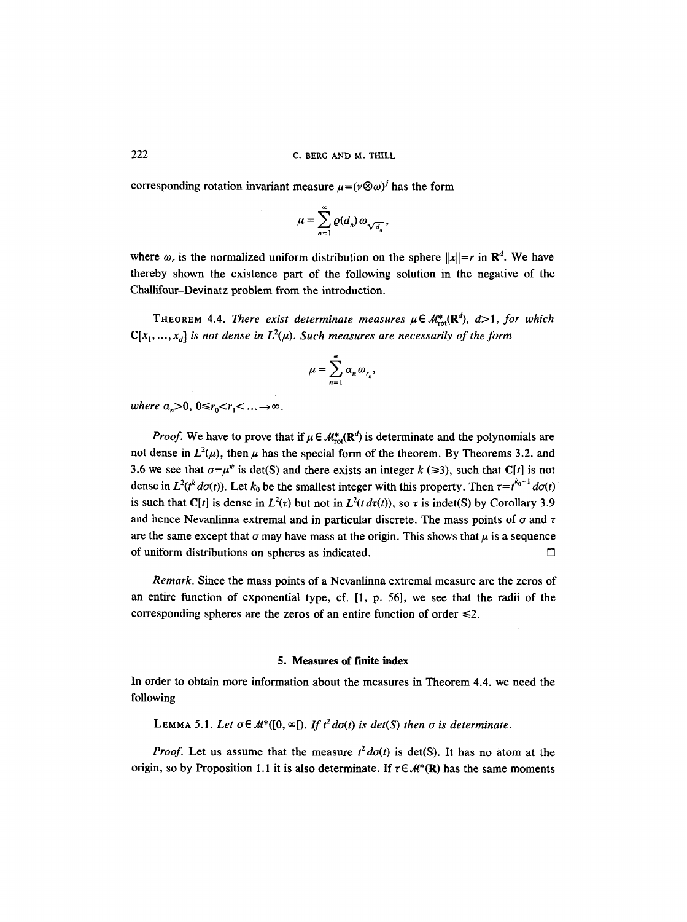corresponding rotation invariant measure $\mu=(\nu\otimes\omega)^j$ has the form

$$\mu=\sum_{n=1}^{\infty}\varrho(d_n)\,\omega_{\sqrt{d_n}},$$

where $\omega_r$ is the normalized uniform distribution on the sphere $\|x\|=r$ in $\mathbf{R}^d$. We have thereby shown the existence part of the following solution in the negative of the Challifour–Devinatz problem from the introduction.

THEOREM 4.4. *There exist determinate measures $\mu\in\mathcal{M}^*_{\text{rot}}(\mathbf{R}^d)$, $d>1$, for which $\mathbf{C}[x_1,\dots,x_d]$ is not dense in $L^2(\mu)$. Such measures are necessarily of the form*

$$\mu=\sum_{n=1}^{\infty}\alpha_n\,\omega_{r_n},$$

*where $\alpha_n>0$, $0\le r_0<r_1<\ldots\to\infty$.*

*Proof.* We have to prove that if $\mu\in\mathcal{M}^*_{\text{rot}}(\mathbf{R}^d)$ is determinate and the polynomials are not dense in $L^2(\mu)$, then $\mu$ has the special form of the theorem. By Theorems 3.2. and 3.6 we see that $\sigma=\mu^{\psi}$ is det(S) and there exists an integer $k$ ($\ge 3$), such that $\mathbf{C}[t]$ is not dense in $L^2(t^k\,d\sigma(t))$. Let $k_0$ be the smallest integer with this property. Then $\tau=t^{k_0-1}\,d\sigma(t)$ is such that $\mathbf{C}[t]$ is dense in $L^2(\tau)$ but not in $L^2(t\,d\tau(t))$, so $\tau$ is indet(S) by Corollary 3.9 and hence Nevanlinna extremal and in particular discrete. The mass points of $\sigma$ and $\tau$ are the same except that $\sigma$ may have mass at the origin. This shows that $\mu$ is a sequence of uniform distributions on spheres as indicated. □

*Remark.* Since the mass points of a Nevanlinna extremal measure are the zeros of an entire function of exponential type, cf. [1, p. 56], we see that the radii of the corresponding spheres are the zeros of an entire function of order $\le 2$.

## 5. Measures of finite index

In order to obtain more information about the measures in Theorem 4.4. we need the following

LEMMA 5.1. *Let $\sigma\in\mathcal{M}^*([0,\infty[)$. If $t^2\,d\sigma(t)$ is det(S) then $\sigma$ is determinate.*

*Proof.* Let us assume that the measure $t^2\,d\sigma(t)$ is det(S). It has no atom at the origin, so by Proposition 1.1 it is also determinate. If $\tau\in\mathcal{M}^*(\mathbf{R})$ has the same moments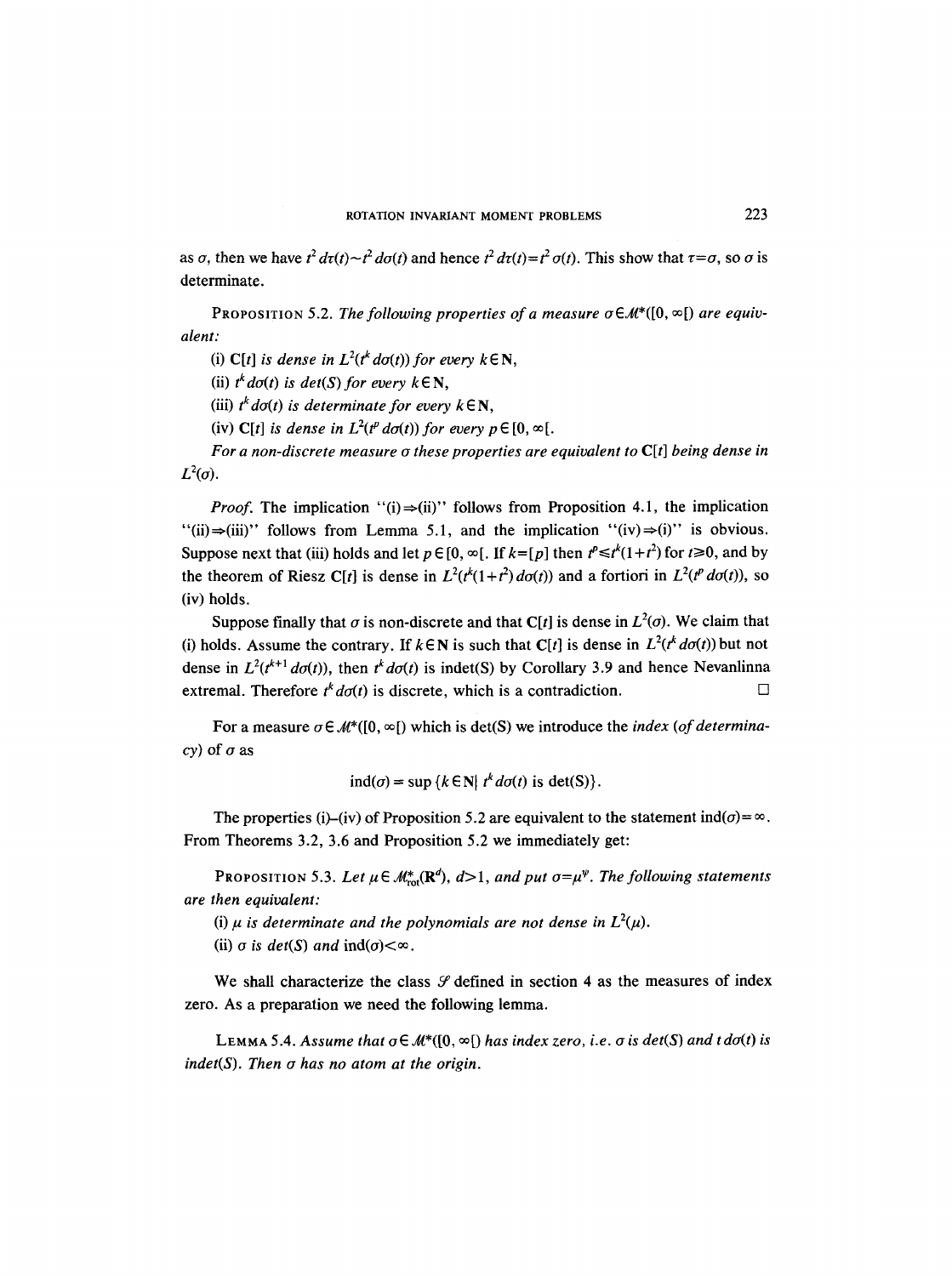as $\sigma$, then we have $t^2\,d\tau(t)\sim t^2\,d\sigma(t)$ and hence $t^2\,d\tau(t)=t^2\,\sigma(t)$. This show that $\tau=\sigma$, so $\sigma$ is determinate.

PROPOSITION 5.2. *The following properties of a measure $\sigma\in\mathcal{M}^*([0,\infty[)$ are equivalent:*

(i) $\mathbf{C}[t]$ *is dense in* $L^2(t^k\,d\sigma(t))$ *for every* $k\in\mathbf{N}$,

(ii) $t^k\,d\sigma(t)$ *is det(S) for every* $k\in\mathbf{N}$,

(iii) $t^k\,d\sigma(t)$ *is determinate for every* $k\in\mathbf{N}$,

(iv) $\mathbf{C}[t]$ *is dense in* $L^2(t^p\,d\sigma(t))$ *for every* $p\in[0,\infty[$.

*For a non-discrete measure $\sigma$ these properties are equivalent to $\mathbf{C}[t]$ being dense in $L^2(\sigma)$.*

*Proof.* The implication "(i)$\Rightarrow$(ii)" follows from Proposition 4.1, the implication "(ii)$\Rightarrow$(iii)" follows from Lemma 5.1, and the implication "(iv)$\Rightarrow$(i)" is obvious. Suppose next that (iii) holds and let $p\in[0,\infty[$. If $k=[p]$ then $t^p\leqslant t^k(1+t^2)$ for $t\geqslant 0$, and by the theorem of Riesz $\mathbf{C}[t]$ is dense in $L^2(t^k(1+t^2)\,d\sigma(t))$ and a fortiori in $L^2(t^p\,d\sigma(t))$, so (iv) holds.

Suppose finally that $\sigma$ is non-discrete and that $\mathbf{C}[t]$ is dense in $L^2(\sigma)$. We claim that (i) holds. Assume the contrary. If $k\in\mathbf{N}$ is such that $\mathbf{C}[t]$ is dense in $L^2(t^k\,d\sigma(t))$ but not dense in $L^2(t^{k+1}\,d\sigma(t))$, then $t^k\,d\sigma(t)$ is indet(S) by Corollary 3.9 and hence Nevanlinna extremal. Therefore $t^k\,d\sigma(t)$ is discrete, which is a contradiction. $\square$

For a measure $\sigma\in\mathcal{M}^*([0,\infty[)$ which is det(S) we introduce the *index (of determinacy)* of $\sigma$ as

$$\operatorname{ind}(\sigma)=\sup\{k\in\mathbf{N}\mid t^k\,d\sigma(t)\text{ is det(S)}\}.$$

The properties (i)–(iv) of Proposition 5.2 are equivalent to the statement $\operatorname{ind}(\sigma)=\infty$. From Theorems 3.2, 3.6 and Proposition 5.2 we immediately get:

PROPOSITION 5.3. *Let $\mu\in\mathcal{M}^*_{\mathrm{rot}}(\mathbf{R}^d)$, $d>1$, and put $\sigma=\mu^\wp$. The following statements are then equivalent:*

(i) $\mu$ *is determinate and the polynomials are not dense in* $L^2(\mu)$.

(ii) $\sigma$ *is det(S) and* $\operatorname{ind}(\sigma)<\infty$.

We shall characterize the class $\mathcal{S}$ defined in section 4 as the measures of index zero. As a preparation we need the following lemma.

LEMMA 5.4. *Assume that $\sigma\in\mathcal{M}^*([0,\infty[)$ has index zero, i.e. $\sigma$ is det(S) and $t\,d\sigma(t)$ is indet(S). Then $\sigma$ has no atom at the origin.*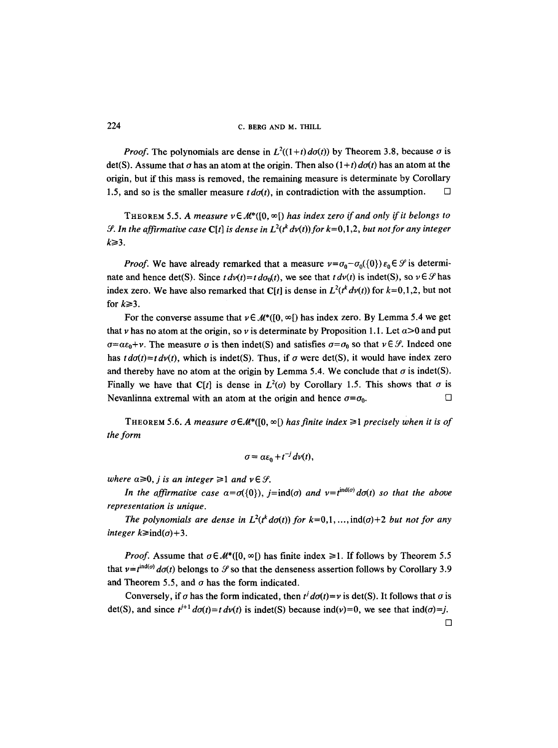*Proof.* The polynomials are dense in $L^2((1+t)\,d\sigma(t))$ by Theorem 3.8, because $\sigma$ is det(S). Assume that $\sigma$ has an atom at the origin. Then also $(1+t)\,d\sigma(t)$ has an atom at the origin, but if this mass is removed, the remaining measure is determinate by Corollary 1.5, and so is the smaller measure $t\,d\sigma(t)$, in contradiction with the assumption. $\square$

THEOREM 5.5. *A measure $\nu\in\mathcal{M}^*([0,\infty[)$ has index zero if and only if it belongs to $\mathcal{S}$. In the affirmative case $\mathbf{C}[t]$ is dense in $L^2(t^k\,d\nu(t))$ for $k=0,1,2$, but not for any integer $k\geq 3$.*

*Proof.* We have already remarked that a measure $\nu=\sigma_0-\sigma_0(\{0\})\,\varepsilon_0\in\mathcal{S}$ is determinate and hence det(S). Since $t\,d\nu(t)=t\,d\sigma_0(t)$, we see that $t\,d\nu(t)$ is indet(S), so $\nu\in\mathcal{S}$ has index zero. We have also remarked that $\mathbf{C}[t]$ is dense in $L^2(t^k\,d\nu(t))$ for $k=0,1,2$, but not for $k\geq 3$.

For the converse assume that $\nu\in\mathcal{M}^*([0,\infty[)$ has index zero. By Lemma 5.4 we get that $\nu$ has no atom at the origin, so $\nu$ is determinate by Proposition 1.1. Let $\alpha>0$ and put $\sigma=\alpha\varepsilon_0+\nu$. The measure $\sigma$ is then indet(S) and satisfies $\sigma=\sigma_0$ so that $\nu\in\mathcal{S}$. Indeed one has $t\,d\sigma(t)=t\,d\nu(t)$, which is indet(S). Thus, if $\sigma$ were det(S), it would have index zero and thereby have no atom at the origin by Lemma 5.4. We conclude that $\sigma$ is indet(S). Finally we have that $\mathbf{C}[t]$ is dense in $L^2(\sigma)$ by Corollary 1.5. This shows that $\sigma$ is Nevanlinna extremal with an atom at the origin and hence $\sigma=\sigma_0$. $\square$

THEOREM 5.6. *A measure $\sigma\in\mathcal{M}^*([0,\infty[)$ has finite index $\geq 1$ precisely when it is of the form*

$$\sigma=\alpha\varepsilon_0+t^{-j}\,d\nu(t),$$

*where $\alpha\geq 0$, $j$ is an integer $\geq 1$ and $\nu\in\mathcal{S}$.*

*In the affirmative case $\alpha=\sigma(\{0\})$, $j=\operatorname{ind}(\sigma)$ and $\nu=t^{\operatorname{ind}(\sigma)}\,d\sigma(t)$ so that the above representation is unique.*

*The polynomials are dense in $L^2(t^k\,d\sigma(t))$ for $k=0,1,\ldots,\operatorname{ind}(\sigma)+2$ but not for any integer $k\geq\operatorname{ind}(\sigma)+3$.*

*Proof.* Assume that $\sigma\in\mathcal{M}^*([0,\infty[)$ has finite index $\geq 1$. If follows by Theorem 5.5 that $\nu=t^{\operatorname{ind}(\sigma)}\,d\sigma(t)$ belongs to $\mathcal{S}$ so that the denseness assertion follows by Corollary 3.9 and Theorem 5.5, and $\sigma$ has the form indicated.

Conversely, if $\sigma$ has the form indicated, then $t^j\,d\sigma(t)=\nu$ is det(S). It follows that $\sigma$ is det(S), and since $t^{j+1}\,d\sigma(t)=t\,d\nu(t)$ is indet(S) because $\operatorname{ind}(\nu)=0$, we see that $\operatorname{ind}(\sigma)=j$. $\square$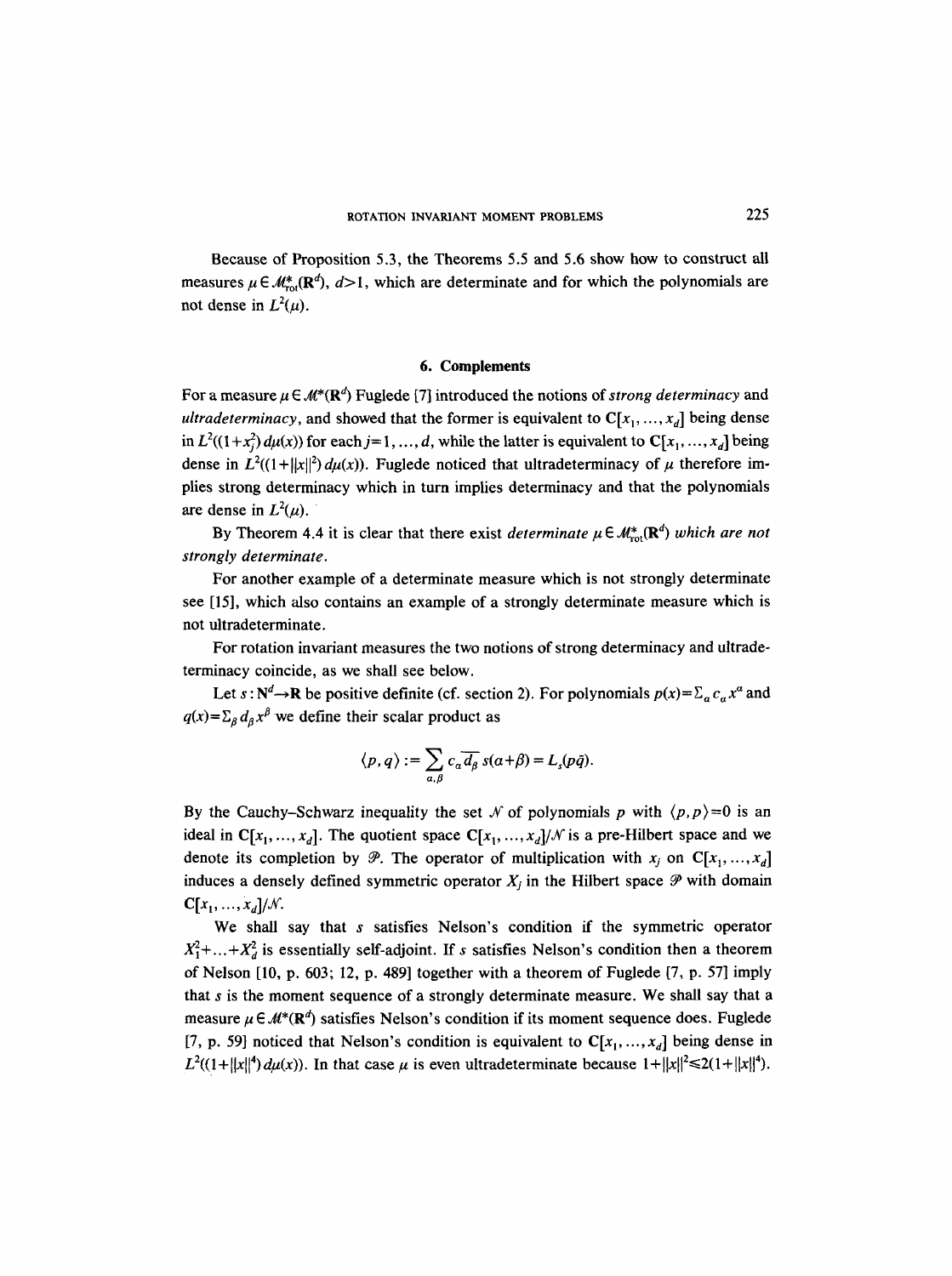Because of Proposition 5.3, the Theorems 5.5 and 5.6 show how to construct all measures $\mu \in \mathcal{M}^*_{\mathrm{rot}}(\mathbf{R}^d)$, $d>1$, which are determinate and for which the polynomials are not dense in $L^2(\mu)$.

## 6. Complements

For a measure $\mu \in \mathcal{M}^*(\mathbf{R}^d)$ Fuglede [7] introduced the notions of *strong determinacy* and *ultradeterminacy*, and showed that the former is equivalent to $\mathbf{C}[x_1, \ldots, x_d]$ being dense in $L^2((1+x_j^2)\,d\mu(x))$ for each $j=1, \ldots, d$, while the latter is equivalent to $\mathbf{C}[x_1, \ldots, x_d]$ being dense in $L^2((1+\|x\|^2)\,d\mu(x))$. Fuglede noticed that ultradeterminacy of $\mu$ therefore implies strong determinacy which in turn implies determinacy and that the polynomials are dense in $L^2(\mu)$.

By Theorem 4.4 it is clear that there exist *determinate* $\mu \in \mathcal{M}^*_{\mathrm{rot}}(\mathbf{R}^d)$ *which are not strongly determinate.*

For another example of a determinate measure which is not strongly determinate see [15], which also contains an example of a strongly determinate measure which is not ultradeterminate.

For rotation invariant measures the two notions of strong determinacy and ultradeterminacy coincide, as we shall see below.

Let $s: \mathbf{N}^d \to \mathbf{R}$ be positive definite (cf. section 2). For polynomials $p(x)=\sum_\alpha c_\alpha x^\alpha$ and $q(x)=\sum_\beta d_\beta x^\beta$ we define their scalar product as

$$\langle p, q\rangle := \sum_{\alpha,\beta} c_\alpha \overline{d_\beta}\, s(\alpha+\beta) = L_s(p\bar{q}).$$

By the Cauchy–Schwarz inequality the set $\mathcal{N}$ of polynomials $p$ with $\langle p,p\rangle=0$ is an ideal in $\mathbf{C}[x_1, \ldots, x_d]$. The quotient space $\mathbf{C}[x_1, \ldots, x_d]/\mathcal{N}$ is a pre-Hilbert space and we denote its completion by $\mathcal{P}$. The operator of multiplication with $x_j$ on $\mathbf{C}[x_1, \ldots, x_d]$ induces a densely defined symmetric operator $X_j$ in the Hilbert space $\mathcal{P}$ with domain $\mathbf{C}[x_1, \ldots, x_d]/\mathcal{N}$.

We shall say that $s$ satisfies Nelson's condition if the symmetric operator $X_1^2+\ldots+X_d^2$ is essentially self-adjoint. If $s$ satisfies Nelson's condition then a theorem of Nelson [10, p. 603; 12, p. 489] together with a theorem of Fuglede [7, p. 57] imply that $s$ is the moment sequence of a strongly determinate measure. We shall say that a measure $\mu \in \mathcal{M}^*(\mathbf{R}^d)$ satisfies Nelson's condition if its moment sequence does. Fuglede [7, p. 59] noticed that Nelson's condition is equivalent to $\mathbf{C}[x_1, \ldots, x_d]$ being dense in $L^2((1+\|x\|^4)\,d\mu(x))$. In that case $\mu$ is even ultradeterminate because $1+\|x\|^2 \leq 2(1+\|x\|^4)$.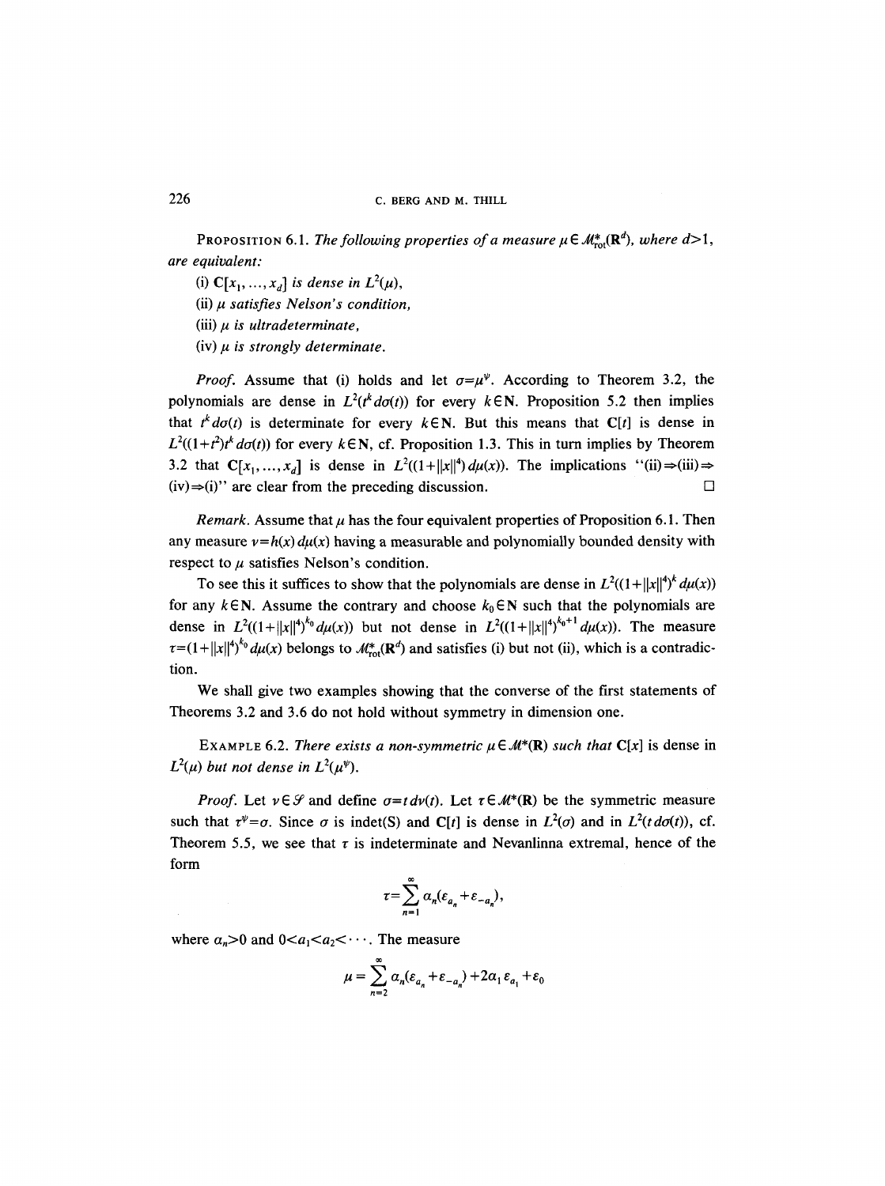**Proposition 6.1.** *The following properties of a measure $\mu \in \mathcal{M}^*_{\rm rot}(\mathbf{R}^d)$, where $d>1$, are equivalent:*

(i) $\mathbf{C}[x_1, \ldots, x_d]$ *is dense in* $L^2(\mu)$,

(ii) $\mu$ *satisfies Nelson's condition,*

(iii) $\mu$ *is ultradeterminate,*

(iv) $\mu$ *is strongly determinate.*

*Proof.* Assume that (i) holds and let $\sigma = \mu^\Psi$. According to Theorem 3.2, the polynomials are dense in $L^2(t^k\, d\sigma(t))$ for every $k \in \mathbf{N}$. Proposition 5.2 then implies that $t^k\, d\sigma(t)$ is determinate for every $k \in \mathbf{N}$. But this means that $\mathbf{C}[t]$ is dense in $L^2((1+t^2)t^k\, d\sigma(t))$ for every $k \in \mathbf{N}$, cf. Proposition 1.3. This in turn implies by Theorem 3.2 that $\mathbf{C}[x_1, \ldots, x_d]$ is dense in $L^2((1+\|x\|^4)\, d\mu(x))$. The implications "(ii)$\Rightarrow$(iii)$\Rightarrow$(iv)$\Rightarrow$(i)" are clear from the preceding discussion. $\square$

*Remark.* Assume that $\mu$ has the four equivalent properties of Proposition 6.1. Then any measure $\nu = h(x)\, d\mu(x)$ having a measurable and polynomially bounded density with respect to $\mu$ satisfies Nelson's condition.

To see this it suffices to show that the polynomials are dense in $L^2((1+\|x\|^4)^k\, d\mu(x))$ for any $k \in \mathbf{N}$. Assume the contrary and choose $k_0 \in \mathbf{N}$ such that the polynomials are dense in $L^2((1+\|x\|^4)^{k_0}\, d\mu(x))$ but not dense in $L^2((1+\|x\|^4)^{k_0+1}\, d\mu(x))$. The measure $\tau = (1+\|x\|^4)^{k_0}\, d\mu(x)$ belongs to $\mathcal{M}^*_{\rm rot}(\mathbf{R}^d)$ and satisfies (i) but not (ii), which is a contradiction.

We shall give two examples showing that the converse of the first statements of Theorems 3.2 and 3.6 do not hold without symmetry in dimension one.

**Example 6.2.** *There exists a non-symmetric $\mu \in \mathcal{M}^*(\mathbf{R})$ such that $\mathbf{C}[x]$ is dense in $L^2(\mu)$ but not dense in $L^2(\mu^\Psi)$.*

*Proof.* Let $\nu \in \mathcal{S}$ and define $\sigma = t\, d\nu(t)$. Let $\tau \in \mathcal{M}^*(\mathbf{R})$ be the symmetric measure such that $\tau^\Psi = \sigma$. Since $\sigma$ is indet(S) and $\mathbf{C}[t]$ is dense in $L^2(\sigma)$ and in $L^2(t\, d\sigma(t))$, cf. Theorem 5.5, we see that $\tau$ is indeterminate and Nevanlinna extremal, hence of the form

$$\tau = \sum_{n=1}^{\infty} \alpha_n (\varepsilon_{a_n} + \varepsilon_{-a_n}),$$

where $\alpha_n > 0$ and $0 < a_1 < a_2 < \cdots$. The measure

$$\mu = \sum_{n=2}^{\infty} \alpha_n (\varepsilon_{a_n} + \varepsilon_{-a_n}) + 2\alpha_1 \varepsilon_{a_1} + \varepsilon_0$$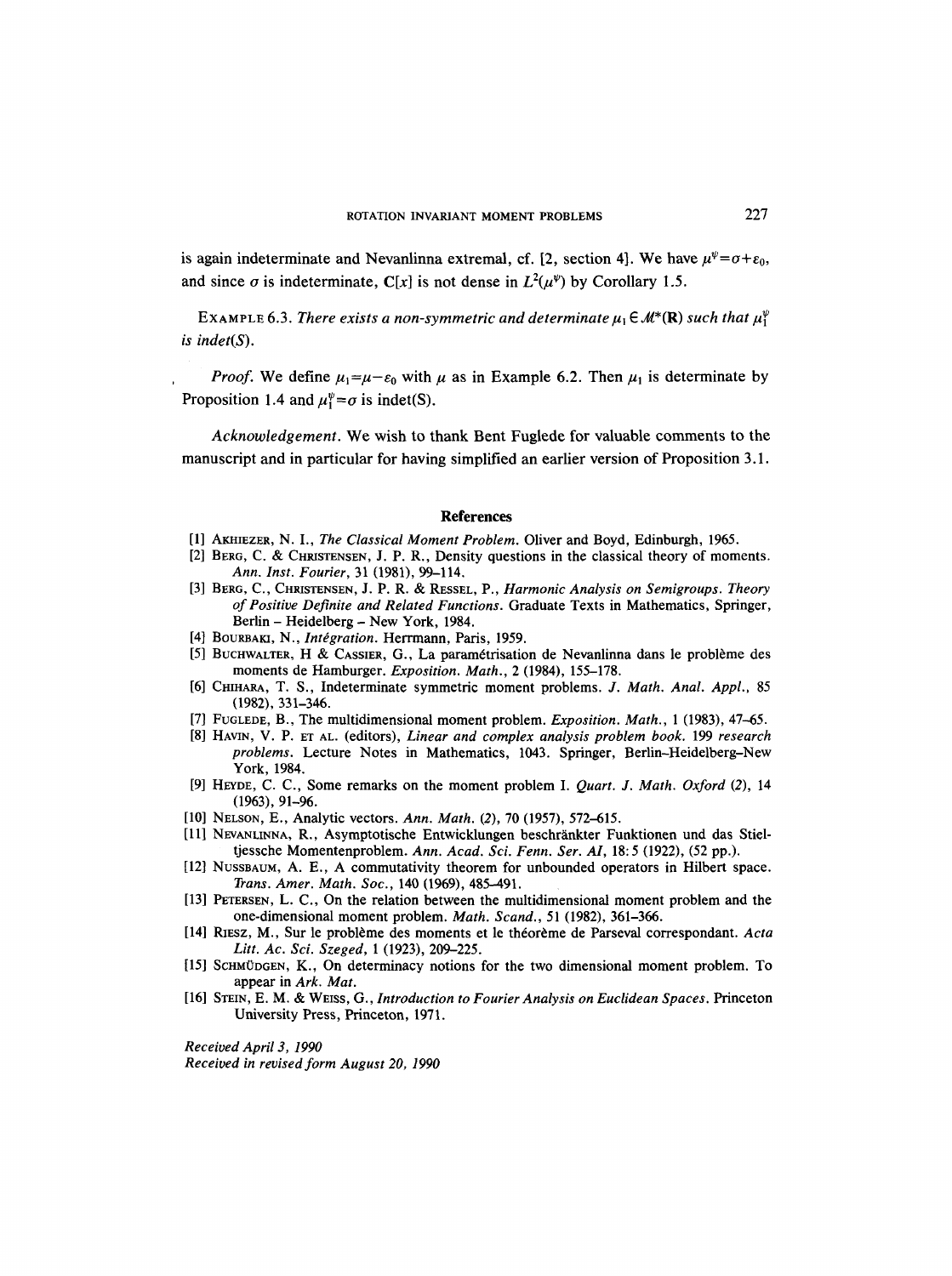is again indeterminate and Nevanlinna extremal, cf. [2, section 4]. We have $\mu^{\psi}=\sigma+\varepsilon_0$, and since $\sigma$ is indeterminate, $\mathbf{C}[x]$ is not dense in $L^2(\mu^{\psi})$ by Corollary 1.5.

EXAMPLE 6.3. *There exists a non-symmetric and determinate $\mu_1\in\mathcal{M}^*(\mathbf{R})$ such that $\mu_1^{\psi}$ is indet(S).*

*Proof.* We define $\mu_1=\mu-\varepsilon_0$ with $\mu$ as in Example 6.2. Then $\mu_1$ is determinate by Proposition 1.4 and $\mu_1^{\psi}=\sigma$ is indet(S).

*Acknowledgement.* We wish to thank Bent Fuglede for valuable comments to the manuscript and in particular for having simplified an earlier version of Proposition 3.1.

## References

[1] AKHIEZER, N. I., *The Classical Moment Problem.* Oliver and Boyd, Edinburgh, 1965.

[2] BERG, C. & CHRISTENSEN, J. P. R., Density questions in the classical theory of moments. *Ann. Inst. Fourier*, 31 (1981), 99–114.

[3] BERG, C., CHRISTENSEN, J. P. R. & RESSEL, P., *Harmonic Analysis on Semigroups. Theory of Positive Definite and Related Functions.* Graduate Texts in Mathematics, Springer, Berlin – Heidelberg – New York, 1984.

[4] BOURBAKI, N., *Intégration.* Herrmann, Paris, 1959.

[5] BUCHWALTER, H & CASSIER, G., La paramétrisation de Nevanlinna dans le problème des moments de Hamburger. *Exposition. Math.*, 2 (1984), 155–178.

[6] CHIHARA, T. S., Indeterminate symmetric moment problems. *J. Math. Anal. Appl.*, 85 (1982), 331–346.

[7] FUGLEDE, B., The multidimensional moment problem. *Exposition. Math.*, 1 (1983), 47–65.

[8] HAVIN, V. P. ET AL. (editors), *Linear and complex analysis problem book. 199 research problems.* Lecture Notes in Mathematics, 1043. Springer, Berlin–Heidelberg–New York, 1984.

[9] HEYDE, C. C., Some remarks on the moment problem I. *Quart. J. Math. Oxford* (2), 14 (1963), 91–96.

[10] NELSON, E., Analytic vectors. *Ann. Math.* (2), 70 (1957), 572–615.

[11] NEVANLINNA, R., Asymptotische Entwicklungen beschränkter Funktionen und das Stieltjessche Momentenproblem. *Ann. Acad. Sci. Fenn. Ser. AI*, 18:5 (1922), (52 pp.).

[12] NUSSBAUM, A. E., A commutativity theorem for unbounded operators in Hilbert space. *Trans. Amer. Math. Soc.*, 140 (1969), 485–491.

[13] PETERSEN, L. C., On the relation between the multidimensional moment problem and the one-dimensional moment problem. *Math. Scand.*, 51 (1982), 361–366.

[14] RIESZ, M., Sur le problème des moments et le théorème de Parseval correspondant. *Acta Litt. Ac. Sci. Szeged*, 1 (1923), 209–225.

[15] SCHMÜDGEN, K., On determinacy notions for the two dimensional moment problem. To appear in *Ark. Mat.*

[16] STEIN, E. M. & WEISS, G., *Introduction to Fourier Analysis on Euclidean Spaces.* Princeton University Press, Princeton, 1971.

*Received April 3, 1990*
*Received in revised form August 20, 1990*